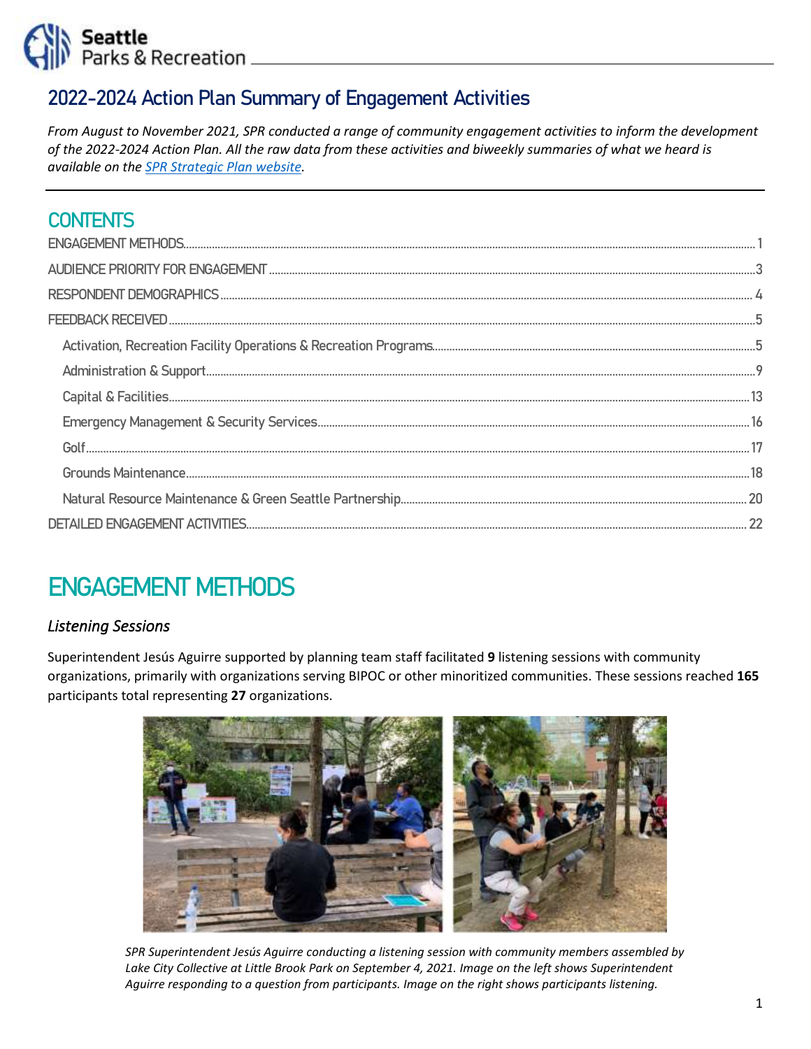# 2022-2024 Action Plan Summary of Engagement Activities

*From August to November 2021, SPR conducted a range of community engagement activities to inform the development of the 2022-2024 Action Plan. All the raw data from these activities and biweekly summaries of what we heard is available on the [SPR Strategic Plan website](SPR Strategic Plan website).*

## CONTENTS

- ENGAGEMENT METHODS ..... 1
- AUDIENCE PRIORITY FOR ENGAGEMENT ..... 3
- RESPONDENT DEMOGRAPHICS ..... 4
- FEEDBACK RECEIVED ..... 5
  - Activation, Recreation Facility Operations & Recreation Programs ..... 5
  - Administration & Support ..... 9
  - Capital & Facilities ..... 13
  - Emergency Management & Security Services ..... 16
  - Golf ..... 17
  - Grounds Maintenance ..... 18
  - Natural Resource Maintenance & Green Seattle Partnership ..... 20
- DETAILED ENGAGEMENT ACTIVITIES ..... 22

# ENGAGEMENT METHODS

### *Listening Sessions*

Superintendent Jesús Aguirre supported by planning team staff facilitated **9** listening sessions with community organizations, primarily with organizations serving BIPOC or other minoritized communities. These sessions reached **165** participants total representing **27** organizations.

*SPR Superintendent Jesús Aguirre conducting a listening session with community members assembled by Lake City Collective at Little Brook Park on September 4, 2021. Image on the left shows Superintendent Aguirre responding to a question from participants. Image on the right shows participants listening.*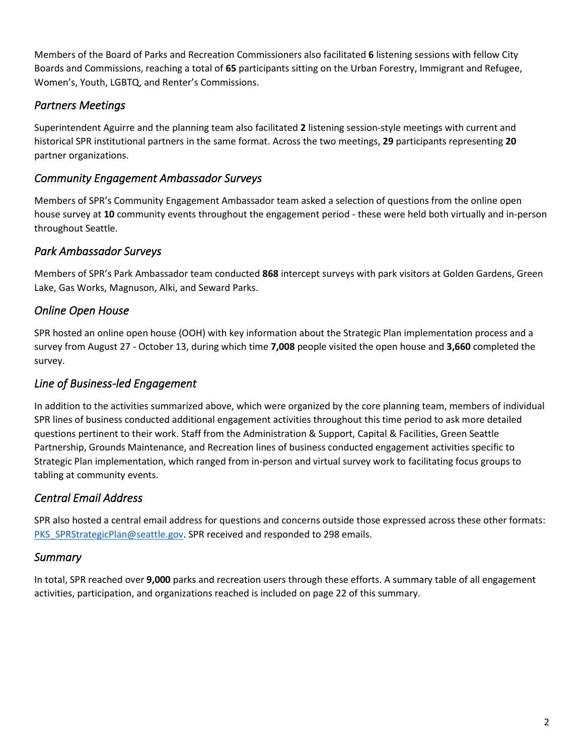Members of the Board of Parks and Recreation Commissioners also facilitated **6** listening sessions with fellow City Boards and Commissions, reaching a total of **65** participants sitting on the Urban Forestry, Immigrant and Refugee, Women's, Youth, LGBTQ, and Renter's Commissions.

### *Partners Meetings*

Superintendent Aguirre and the planning team also facilitated **2** listening session-style meetings with current and historical SPR institutional partners in the same format. Across the two meetings, **29** participants representing **20** partner organizations.

### *Community Engagement Ambassador Surveys*

Members of SPR's Community Engagement Ambassador team asked a selection of questions from the online open house survey at **10** community events throughout the engagement period - these were held both virtually and in-person throughout Seattle.

### *Park Ambassador Surveys*

Members of SPR's Park Ambassador team conducted **868** intercept surveys with park visitors at Golden Gardens, Green Lake, Gas Works, Magnuson, Alki, and Seward Parks.

### *Online Open House*

SPR hosted an online open house (OOH) with key information about the Strategic Plan implementation process and a survey from August 27 - October 13, during which time **7,008** people visited the open house and **3,660** completed the survey.

### *Line of Business-led Engagement*

In addition to the activities summarized above, which were organized by the core planning team, members of individual SPR lines of business conducted additional engagement activities throughout this time period to ask more detailed questions pertinent to their work. Staff from the Administration & Support, Capital & Facilities, Green Seattle Partnership, Grounds Maintenance, and Recreation lines of business conducted engagement activities specific to Strategic Plan implementation, which ranged from in-person and virtual survey work to facilitating focus groups to tabling at community events.

### *Central Email Address*

SPR also hosted a central email address for questions and concerns outside those expressed across these other formats: PKS_SPRStrategicPlan@seattle.gov. SPR received and responded to 298 emails.

### *Summary*

In total, SPR reached over **9,000** parks and recreation users through these efforts. A summary table of all engagement activities, participation, and organizations reached is included on page 22 of this summary.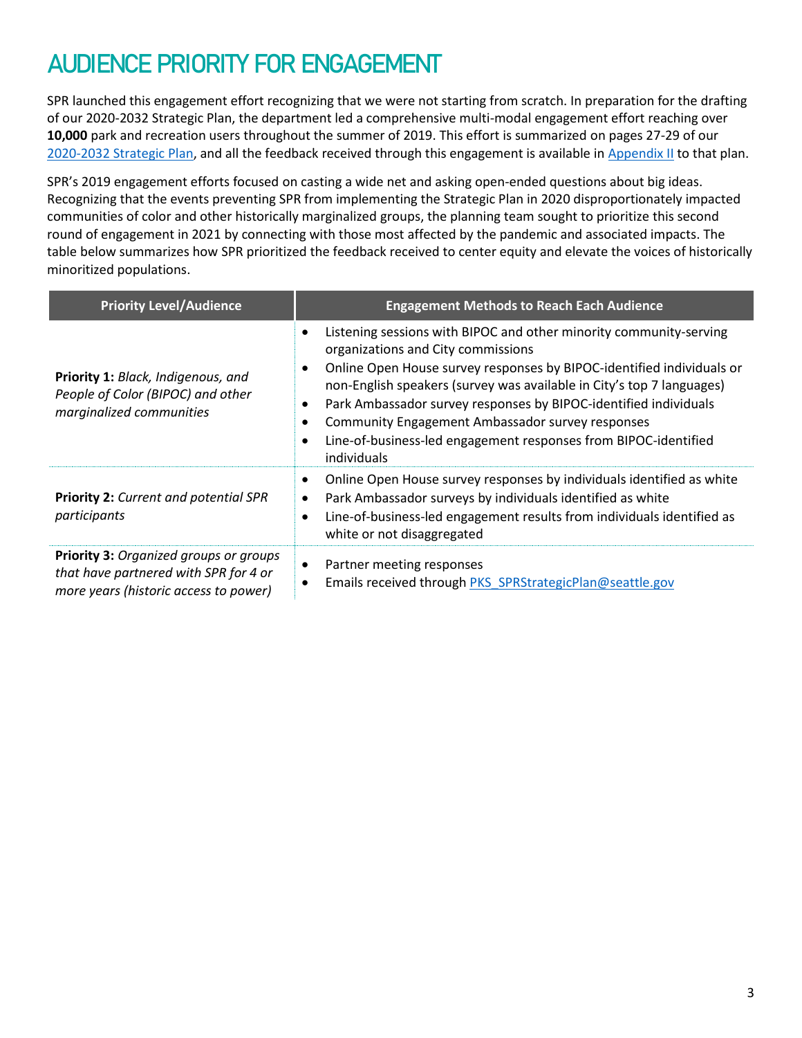# AUDIENCE PRIORITY FOR ENGAGEMENT

SPR launched this engagement effort recognizing that we were not starting from scratch. In preparation for the drafting of our 2020-2032 Strategic Plan, the department led a comprehensive multi-modal engagement effort reaching over **10,000** park and recreation users throughout the summer of 2019. This effort is summarized on pages 27-29 of our [2020-2032 Strategic Plan](), and all the feedback received through this engagement is available in [Appendix II]() to that plan.

SPR's 2019 engagement efforts focused on casting a wide net and asking open-ended questions about big ideas. Recognizing that the events preventing SPR from implementing the Strategic Plan in 2020 disproportionately impacted communities of color and other historically marginalized groups, the planning team sought to prioritize this second round of engagement in 2021 by connecting with those most affected by the pandemic and associated impacts. The table below summarizes how SPR prioritized the feedback received to center equity and elevate the voices of historically minoritized populations.

| Priority Level/Audience | Engagement Methods to Reach Each Audience |
|---|---|
| **Priority 1:** *Black, Indigenous, and People of Color (BIPOC) and other marginalized communities* | • Listening sessions with BIPOC and other minority community-serving organizations and City commissions<br>• Online Open House survey responses by BIPOC-identified individuals or non-English speakers (survey was available in City's top 7 languages)<br>• Park Ambassador survey responses by BIPOC-identified individuals<br>• Community Engagement Ambassador survey responses<br>• Line-of-business-led engagement responses from BIPOC-identified individuals |
| **Priority 2:** *Current and potential SPR participants* | • Online Open House survey responses by individuals identified as white<br>• Park Ambassador surveys by individuals identified as white<br>• Line-of-business-led engagement results from individuals identified as white or not disaggregated |
| **Priority 3:** *Organized groups or groups that have partnered with SPR for 4 or more years (historic access to power)* | • Partner meeting responses<br>• Emails received through PKS_SPRStrategicPlan@seattle.gov |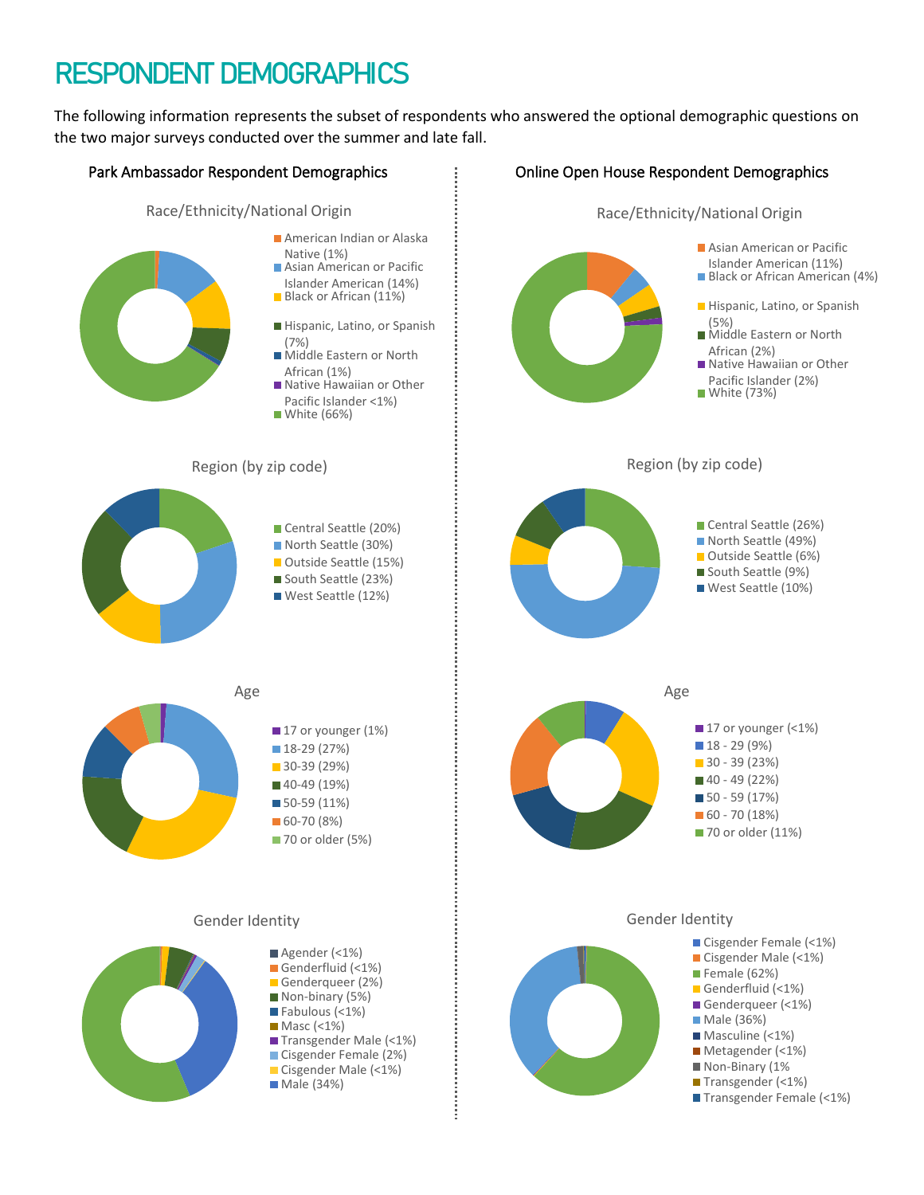# RESPONDENT DEMOGRAPHICS

The following information represents the subset of respondents who answered the optional demographic questions on the two major surveys conducted over the summer and late fall.

## Park Ambassador Respondent Demographics

### Race/Ethnicity/National Origin

- American Indian or Alaska Native (1%)
- Asian American or Pacific Islander American (14%)
- Black or African (11%)
- Hispanic, Latino, or Spanish (7%)
- Middle Eastern or North African (1%)
- Native Hawaiian or Other Pacific Islander <1%)
- White (66%)

### Region (by zip code)

- Central Seattle (20%)
- North Seattle (30%)
- Outside Seattle (15%)
- South Seattle (23%)
- West Seattle (12%)

### Age

- 17 or younger (1%)
- 18-29 (27%)
- 30-39 (29%)
- 40-49 (19%)
- 50-59 (11%)
- 60-70 (8%)
- 70 or older (5%)

### Gender Identity

- Agender (<1%)
- Genderfluid (<1%)
- Genderqueer (2%)
- Non-binary (5%)
- Fabulous (<1%)
- Masc (<1%)
- Transgender Male (<1%)
- Cisgender Female (2%)
- Cisgender Male (<1%)
- Male (34%)

## Online Open House Respondent Demographics

### Race/Ethnicity/National Origin

- Asian American or Pacific Islander American (11%)
- Black or African American (4%)
- Hispanic, Latino, or Spanish (5%)
- Middle Eastern or North African (2%)
- Native Hawaiian or Other Pacific Islander (2%)
- White (73%)

### Region (by zip code)

- Central Seattle (26%)
- North Seattle (49%)
- Outside Seattle (6%)
- South Seattle (9%)
- West Seattle (10%)

### Age

- 17 or younger (<1%)
- 18 - 29 (9%)
- 30 - 39 (23%)
- 40 - 49 (22%)
- 50 - 59 (17%)
- 60 - 70 (18%)
- 70 or older (11%)

### Gender Identity

- Cisgender Female (<1%)
- Cisgender Male (<1%)
- Female (62%)
- Genderfluid (<1%)
- Genderqueer (<1%)
- Male (36%)
- Masculine (<1%)
- Metagender (<1%)
- Non-Binary (1%
- Transgender (<1%)
- Transgender Female (<1%)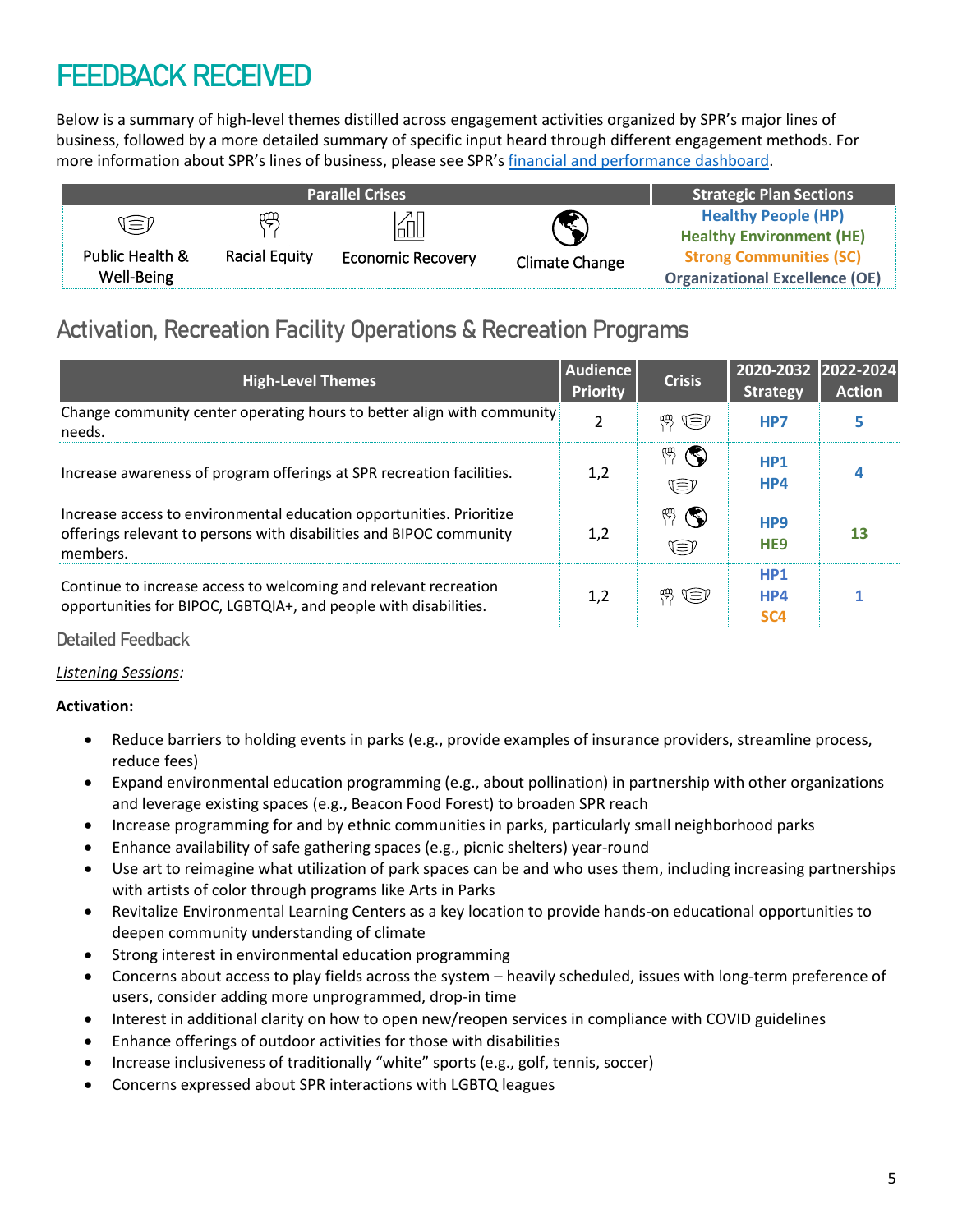# FEEDBACK RECEIVED

Below is a summary of high-level themes distilled across engagement activities organized by SPR's major lines of business, followed by a more detailed summary of specific input heard through different engagement methods. For more information about SPR's lines of business, please see SPR's [financial and performance dashboard](financial and performance dashboard).

| Parallel Crises | | | | Strategic Plan Sections |
|---|---|---|---|---|
| Public Health & Well-Being | Racial Equity | Economic Recovery | Climate Change | Healthy People (HP)<br>Healthy Environment (HE)<br>Strong Communities (SC)<br>Organizational Excellence (OE) |

## Activation, Recreation Facility Operations & Recreation Programs

| High-Level Themes | Audience Priority | Crisis | 2020-2032 Strategy | 2022-2024 Action |
|---|---|---|---|---|
| Change community center operating hours to better align with community needs. | 2 | Racial Equity, Public Health & Well-Being | HP7 | 5 |
| Increase awareness of program offerings at SPR recreation facilities. | 1,2 | Racial Equity, Climate Change, Public Health & Well-Being | HP1<br>HP4 | 4 |
| Increase access to environmental education opportunities. Prioritize offerings relevant to persons with disabilities and BIPOC community members. | 1,2 | Racial Equity, Climate Change, Public Health & Well-Being | HP9<br>HE9 | 13 |
| Continue to increase access to welcoming and relevant recreation opportunities for BIPOC, LGBTQIA+, and people with disabilities. | 1,2 | Racial Equity, Public Health & Well-Being | HP1<br>HP4<br>SC4 | 1 |

### Detailed Feedback

*Listening Sessions:*

**Activation:**

- Reduce barriers to holding events in parks (e.g., provide examples of insurance providers, streamline process, reduce fees)
- Expand environmental education programming (e.g., about pollination) in partnership with other organizations and leverage existing spaces (e.g., Beacon Food Forest) to broaden SPR reach
- Increase programming for and by ethnic communities in parks, particularly small neighborhood parks
- Enhance availability of safe gathering spaces (e.g., picnic shelters) year-round
- Use art to reimagine what utilization of park spaces can be and who uses them, including increasing partnerships with artists of color through programs like Arts in Parks
- Revitalize Environmental Learning Centers as a key location to provide hands-on educational opportunities to deepen community understanding of climate
- Strong interest in environmental education programming
- Concerns about access to play fields across the system – heavily scheduled, issues with long-term preference of users, consider adding more unprogrammed, drop-in time
- Interest in additional clarity on how to open new/reopen services in compliance with COVID guidelines
- Enhance offerings of outdoor activities for those with disabilities
- Increase inclusiveness of traditionally "white" sports (e.g., golf, tennis, soccer)
- Concerns expressed about SPR interactions with LGBTQ leagues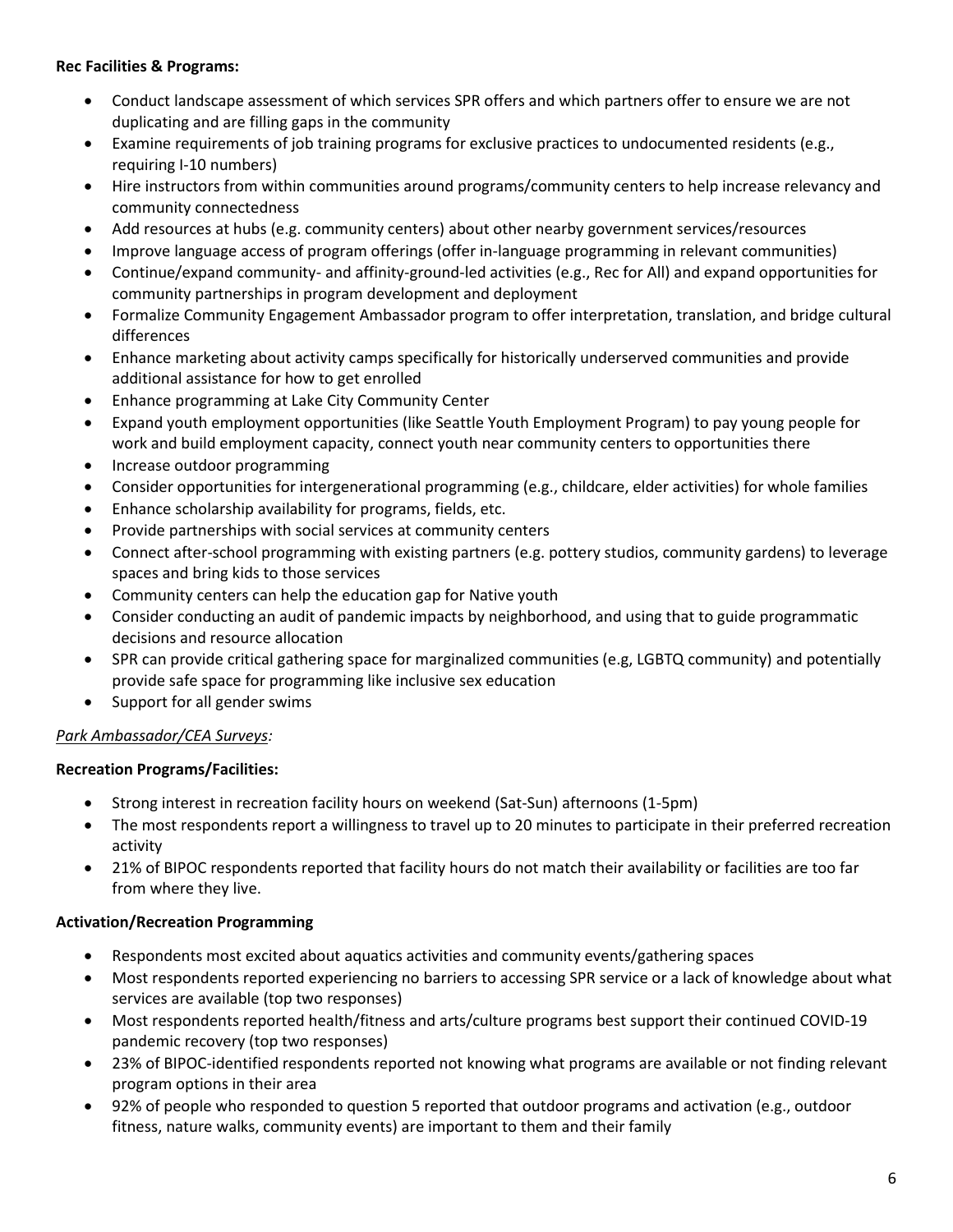**Rec Facilities & Programs:**

- Conduct landscape assessment of which services SPR offers and which partners offer to ensure we are not duplicating and are filling gaps in the community
- Examine requirements of job training programs for exclusive practices to undocumented residents (e.g., requiring I-10 numbers)
- Hire instructors from within communities around programs/community centers to help increase relevancy and community connectedness
- Add resources at hubs (e.g. community centers) about other nearby government services/resources
- Improve language access of program offerings (offer in-language programming in relevant communities)
- Continue/expand community- and affinity-ground-led activities (e.g., Rec for All) and expand opportunities for community partnerships in program development and deployment
- Formalize Community Engagement Ambassador program to offer interpretation, translation, and bridge cultural differences
- Enhance marketing about activity camps specifically for historically underserved communities and provide additional assistance for how to get enrolled
- Enhance programming at Lake City Community Center
- Expand youth employment opportunities (like Seattle Youth Employment Program) to pay young people for work and build employment capacity, connect youth near community centers to opportunities there
- Increase outdoor programming
- Consider opportunities for intergenerational programming (e.g., childcare, elder activities) for whole families
- Enhance scholarship availability for programs, fields, etc.
- Provide partnerships with social services at community centers
- Connect after-school programming with existing partners (e.g. pottery studios, community gardens) to leverage spaces and bring kids to those services
- Community centers can help the education gap for Native youth
- Consider conducting an audit of pandemic impacts by neighborhood, and using that to guide programmatic decisions and resource allocation
- SPR can provide critical gathering space for marginalized communities (e.g, LGBTQ community) and potentially provide safe space for programming like inclusive sex education
- Support for all gender swims

*Park Ambassador/CEA Surveys:*

**Recreation Programs/Facilities:**

- Strong interest in recreation facility hours on weekend (Sat-Sun) afternoons (1-5pm)
- The most respondents report a willingness to travel up to 20 minutes to participate in their preferred recreation activity
- 21% of BIPOC respondents reported that facility hours do not match their availability or facilities are too far from where they live.

**Activation/Recreation Programming**

- Respondents most excited about aquatics activities and community events/gathering spaces
- Most respondents reported experiencing no barriers to accessing SPR service or a lack of knowledge about what services are available (top two responses)
- Most respondents reported health/fitness and arts/culture programs best support their continued COVID-19 pandemic recovery (top two responses)
- 23% of BIPOC-identified respondents reported not knowing what programs are available or not finding relevant program options in their area
- 92% of people who responded to question 5 reported that outdoor programs and activation (e.g., outdoor fitness, nature walks, community events) are important to them and their family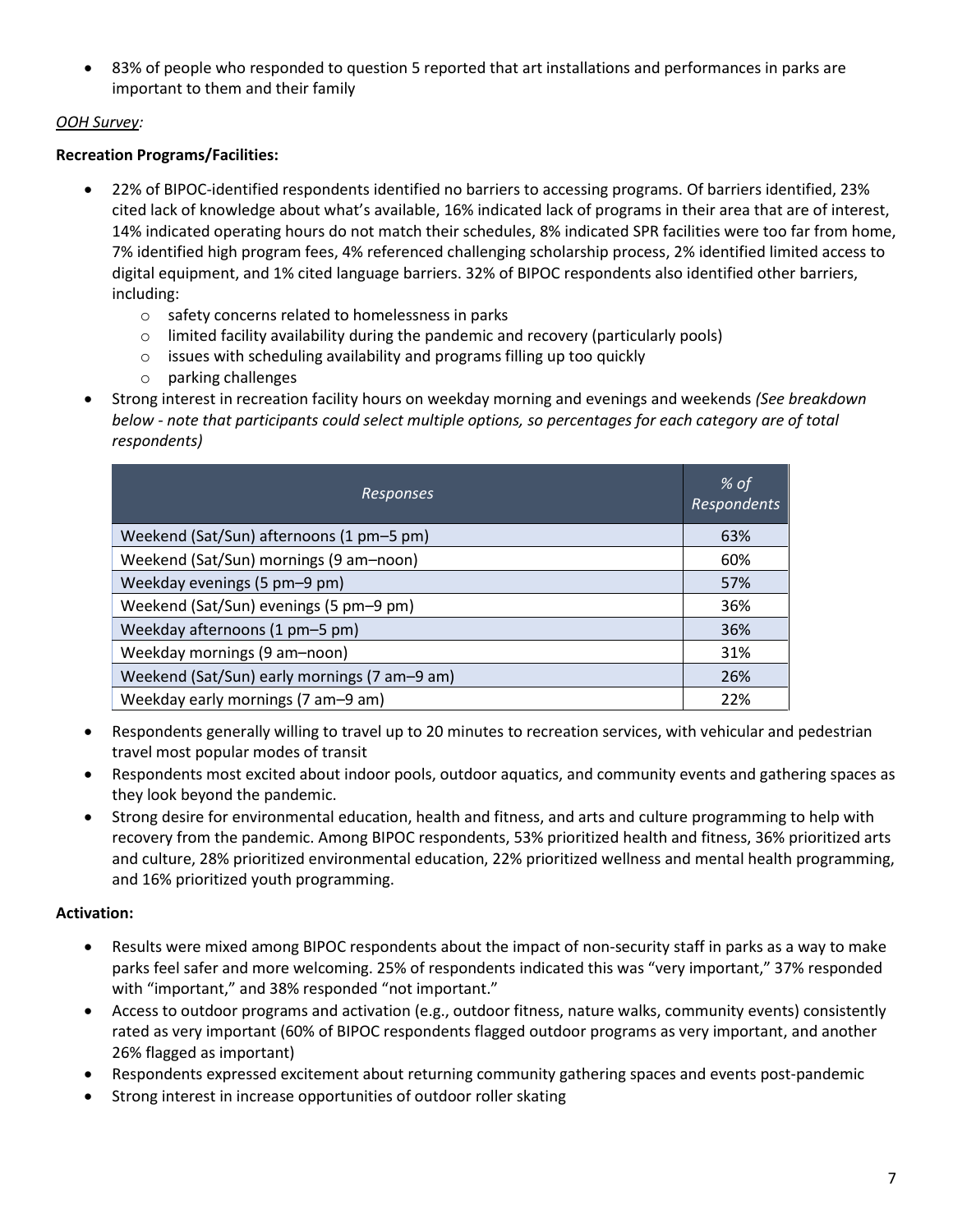- 83% of people who responded to question 5 reported that art installations and performances in parks are important to them and their family

*OOH Survey:*

**Recreation Programs/Facilities:**

- 22% of BIPOC-identified respondents identified no barriers to accessing programs. Of barriers identified, 23% cited lack of knowledge about what's available, 16% indicated lack of programs in their area that are of interest, 14% indicated operating hours do not match their schedules, 8% indicated SPR facilities were too far from home, 7% identified high program fees, 4% referenced challenging scholarship process, 2% identified limited access to digital equipment, and 1% cited language barriers. 32% of BIPOC respondents also identified other barriers, including:
  - safety concerns related to homelessness in parks
  - limited facility availability during the pandemic and recovery (particularly pools)
  - issues with scheduling availability and programs filling up too quickly
  - parking challenges
- Strong interest in recreation facility hours on weekday morning and evenings and weekends *(See breakdown below - note that participants could select multiple options, so percentages for each category are of total respondents)*

| *Responses* | *% of Respondents* |
|---|---|
| Weekend (Sat/Sun) afternoons (1 pm–5 pm) | 63% |
| Weekend (Sat/Sun) mornings (9 am–noon) | 60% |
| Weekday evenings (5 pm–9 pm) | 57% |
| Weekend (Sat/Sun) evenings (5 pm–9 pm) | 36% |
| Weekday afternoons (1 pm–5 pm) | 36% |
| Weekday mornings (9 am–noon) | 31% |
| Weekend (Sat/Sun) early mornings (7 am–9 am) | 26% |
| Weekday early mornings (7 am–9 am) | 22% |

- Respondents generally willing to travel up to 20 minutes to recreation services, with vehicular and pedestrian travel most popular modes of transit
- Respondents most excited about indoor pools, outdoor aquatics, and community events and gathering spaces as they look beyond the pandemic.
- Strong desire for environmental education, health and fitness, and arts and culture programming to help with recovery from the pandemic. Among BIPOC respondents, 53% prioritized health and fitness, 36% prioritized arts and culture, 28% prioritized environmental education, 22% prioritized wellness and mental health programming, and 16% prioritized youth programming.

**Activation:**

- Results were mixed among BIPOC respondents about the impact of non-security staff in parks as a way to make parks feel safer and more welcoming. 25% of respondents indicated this was "very important," 37% responded with "important," and 38% responded "not important."
- Access to outdoor programs and activation (e.g., outdoor fitness, nature walks, community events) consistently rated as very important (60% of BIPOC respondents flagged outdoor programs as very important, and another 26% flagged as important)
- Respondents expressed excitement about returning community gathering spaces and events post-pandemic
- Strong interest in increase opportunities of outdoor roller skating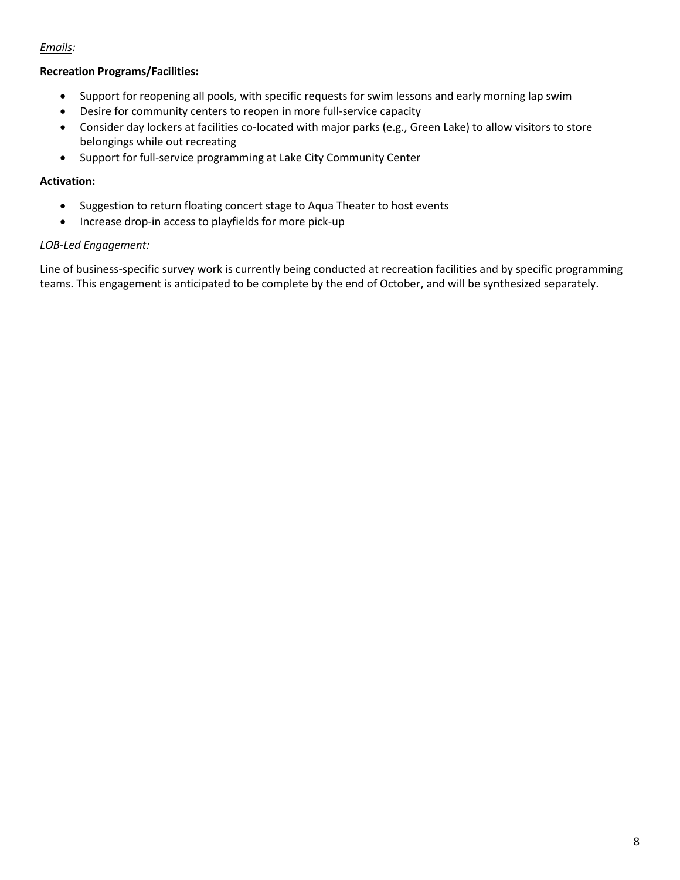*Emails:*

**Recreation Programs/Facilities:**

- Support for reopening all pools, with specific requests for swim lessons and early morning lap swim
- Desire for community centers to reopen in more full-service capacity
- Consider day lockers at facilities co-located with major parks (e.g., Green Lake) to allow visitors to store belongings while out recreating
- Support for full-service programming at Lake City Community Center

**Activation:**

- Suggestion to return floating concert stage to Aqua Theater to host events
- Increase drop-in access to playfields for more pick-up

*LOB-Led Engagement:*

Line of business-specific survey work is currently being conducted at recreation facilities and by specific programming teams. This engagement is anticipated to be complete by the end of October, and will be synthesized separately.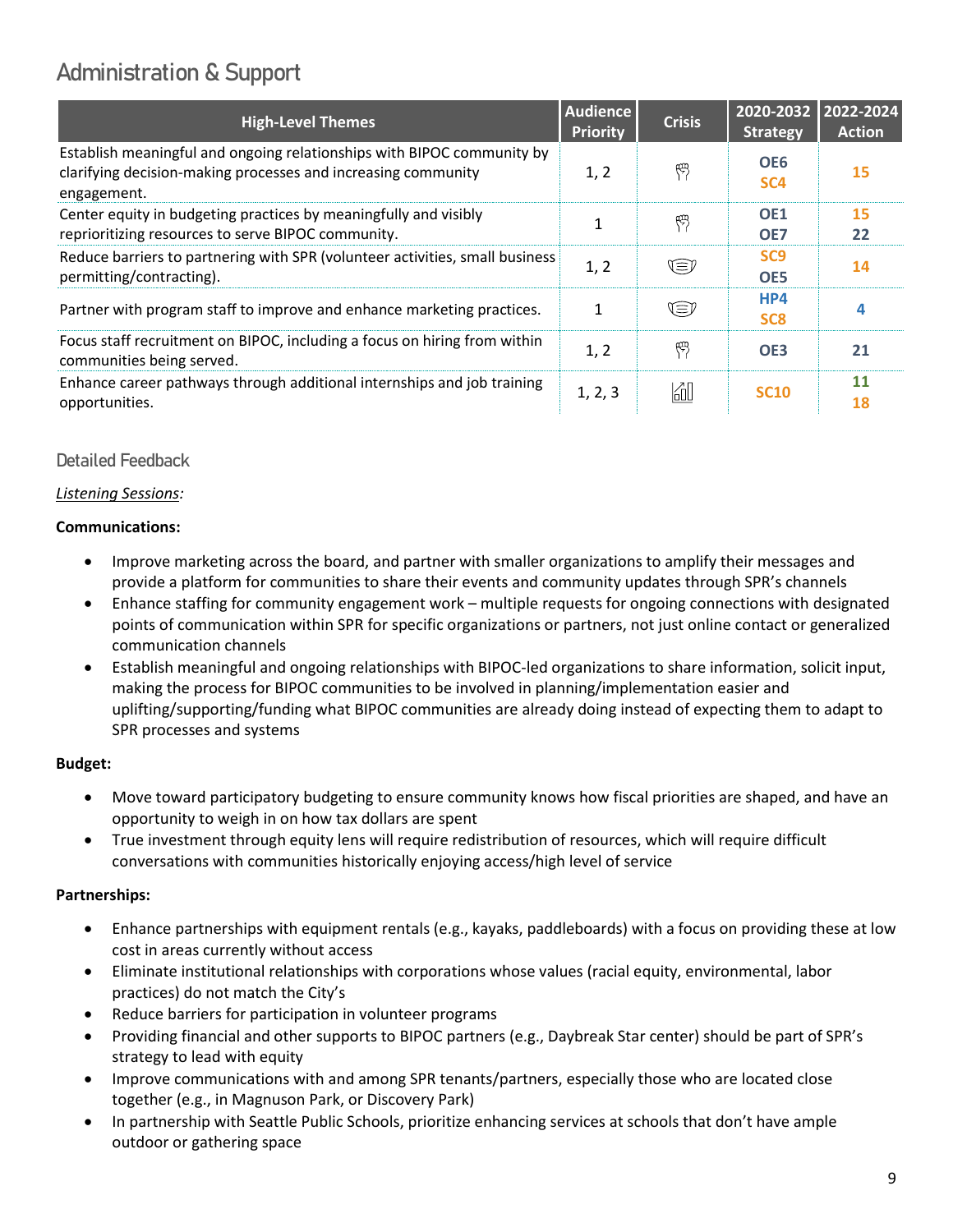## Administration & Support

| High-Level Themes | Audience Priority | Crisis | 2020-2032 Strategy | 2022-2024 Action |
|---|---|---|---|---|
| Establish meaningful and ongoing relationships with BIPOC community by clarifying decision-making processes and increasing community engagement. | 1, 2 | | OE6 SC4 | 15 |
| Center equity in budgeting practices by meaningfully and visibly reprioritizing resources to serve BIPOC community. | 1 | | OE1 OE7 | 15 22 |
| Reduce barriers to partnering with SPR (volunteer activities, small business permitting/contracting). | 1, 2 | | SC9 OE5 | 14 |
| Partner with program staff to improve and enhance marketing practices. | 1 | | HP4 SC8 | 4 |
| Focus staff recruitment on BIPOC, including a focus on hiring from within communities being served. | 1, 2 | | OE3 | 21 |
| Enhance career pathways through additional internships and job training opportunities. | 1, 2, 3 | | SC10 | 11 18 |

### Detailed Feedback

*Listening Sessions*:

**Communications:**

- Improve marketing across the board, and partner with smaller organizations to amplify their messages and provide a platform for communities to share their events and community updates through SPR's channels
- Enhance staffing for community engagement work – multiple requests for ongoing connections with designated points of communication within SPR for specific organizations or partners, not just online contact or generalized communication channels
- Establish meaningful and ongoing relationships with BIPOC-led organizations to share information, solicit input, making the process for BIPOC communities to be involved in planning/implementation easier and uplifting/supporting/funding what BIPOC communities are already doing instead of expecting them to adapt to SPR processes and systems

**Budget:**

- Move toward participatory budgeting to ensure community knows how fiscal priorities are shaped, and have an opportunity to weigh in on how tax dollars are spent
- True investment through equity lens will require redistribution of resources, which will require difficult conversations with communities historically enjoying access/high level of service

**Partnerships:**

- Enhance partnerships with equipment rentals (e.g., kayaks, paddleboards) with a focus on providing these at low cost in areas currently without access
- Eliminate institutional relationships with corporations whose values (racial equity, environmental, labor practices) do not match the City's
- Reduce barriers for participation in volunteer programs
- Providing financial and other supports to BIPOC partners (e.g., Daybreak Star center) should be part of SPR's strategy to lead with equity
- Improve communications with and among SPR tenants/partners, especially those who are located close together (e.g., in Magnuson Park, or Discovery Park)
- In partnership with Seattle Public Schools, prioritize enhancing services at schools that don't have ample outdoor or gathering space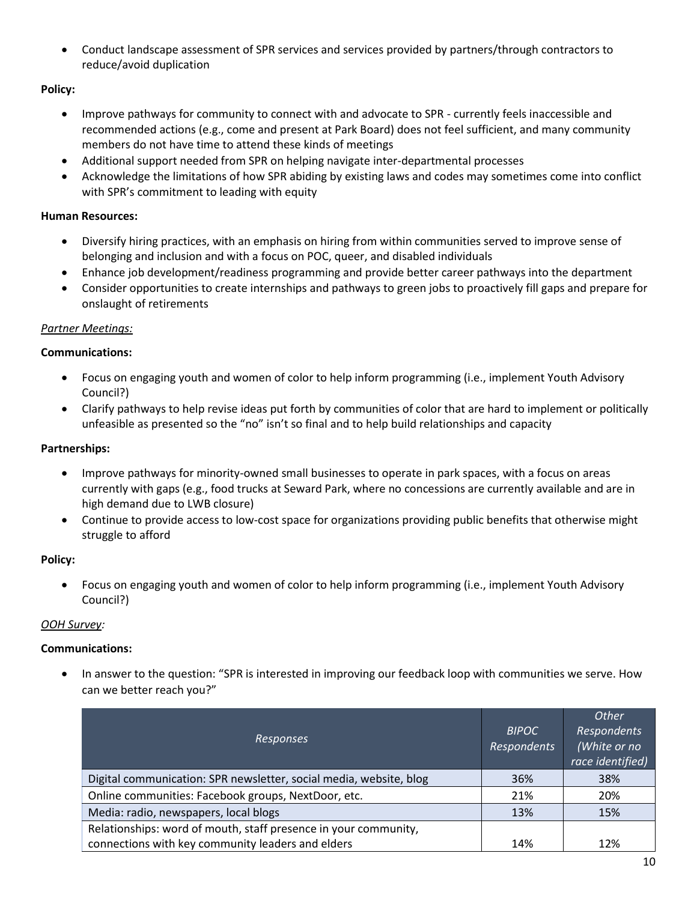- Conduct landscape assessment of SPR services and services provided by partners/through contractors to reduce/avoid duplication

**Policy:**

- Improve pathways for community to connect with and advocate to SPR - currently feels inaccessible and recommended actions (e.g., come and present at Park Board) does not feel sufficient, and many community members do not have time to attend these kinds of meetings
- Additional support needed from SPR on helping navigate inter-departmental processes
- Acknowledge the limitations of how SPR abiding by existing laws and codes may sometimes come into conflict with SPR's commitment to leading with equity

**Human Resources:**

- Diversify hiring practices, with an emphasis on hiring from within communities served to improve sense of belonging and inclusion and with a focus on POC, queer, and disabled individuals
- Enhance job development/readiness programming and provide better career pathways into the department
- Consider opportunities to create internships and pathways to green jobs to proactively fill gaps and prepare for onslaught of retirements

*Partner Meetings:*

**Communications:**

- Focus on engaging youth and women of color to help inform programming (i.e., implement Youth Advisory Council?)
- Clarify pathways to help revise ideas put forth by communities of color that are hard to implement or politically unfeasible as presented so the "no" isn't so final and to help build relationships and capacity

**Partnerships:**

- Improve pathways for minority-owned small businesses to operate in park spaces, with a focus on areas currently with gaps (e.g., food trucks at Seward Park, where no concessions are currently available and are in high demand due to LWB closure)
- Continue to provide access to low-cost space for organizations providing public benefits that otherwise might struggle to afford

**Policy:**

- Focus on engaging youth and women of color to help inform programming (i.e., implement Youth Advisory Council?)

*OOH Survey:*

**Communications:**

- In answer to the question: "SPR is interested in improving our feedback loop with communities we serve. How can we better reach you?"

| *Responses* | *BIPOC Respondents* | *Other Respondents (White or no race identified)* |
|---|---|---|
| Digital communication: SPR newsletter, social media, website, blog | 36% | 38% |
| Online communities: Facebook groups, NextDoor, etc. | 21% | 20% |
| Media: radio, newspapers, local blogs | 13% | 15% |
| Relationships: word of mouth, staff presence in your community, connections with key community leaders and elders | 14% | 12% |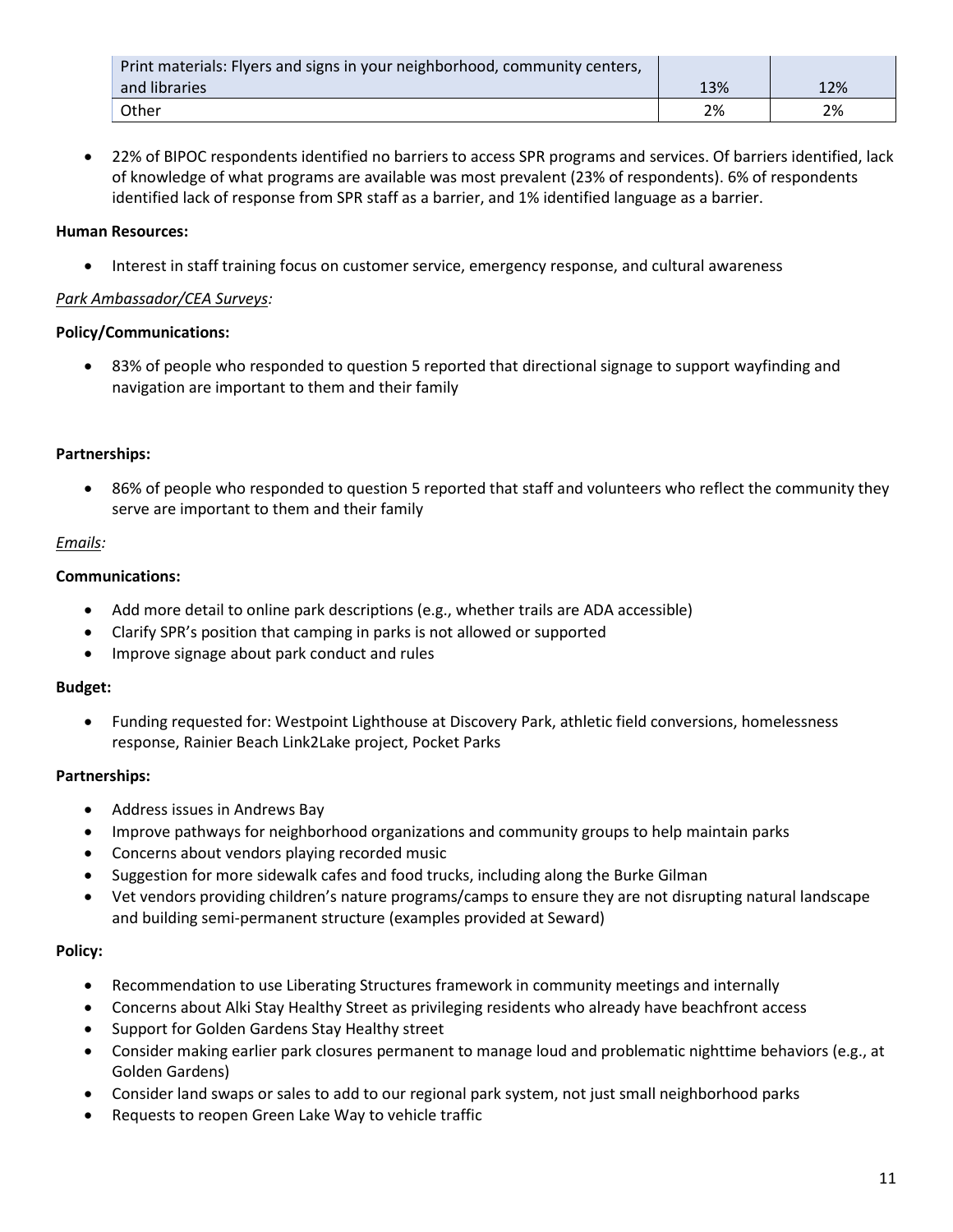| Print materials: Flyers and signs in your neighborhood, community centers, and libraries | 13% | 12% |
|---|---|---|
| Other | 2% | 2% |

- 22% of BIPOC respondents identified no barriers to access SPR programs and services. Of barriers identified, lack of knowledge of what programs are available was most prevalent (23% of respondents). 6% of respondents identified lack of response from SPR staff as a barrier, and 1% identified language as a barrier.

**Human Resources:**

- Interest in staff training focus on customer service, emergency response, and cultural awareness

*Park Ambassador/CEA Surveys:*

**Policy/Communications:**

- 83% of people who responded to question 5 reported that directional signage to support wayfinding and navigation are important to them and their family

**Partnerships:**

- 86% of people who responded to question 5 reported that staff and volunteers who reflect the community they serve are important to them and their family

*Emails:*

**Communications:**

- Add more detail to online park descriptions (e.g., whether trails are ADA accessible)
- Clarify SPR's position that camping in parks is not allowed or supported
- Improve signage about park conduct and rules

**Budget:**

- Funding requested for: Westpoint Lighthouse at Discovery Park, athletic field conversions, homelessness response, Rainier Beach Link2Lake project, Pocket Parks

**Partnerships:**

- Address issues in Andrews Bay
- Improve pathways for neighborhood organizations and community groups to help maintain parks
- Concerns about vendors playing recorded music
- Suggestion for more sidewalk cafes and food trucks, including along the Burke Gilman
- Vet vendors providing children's nature programs/camps to ensure they are not disrupting natural landscape and building semi-permanent structure (examples provided at Seward)

**Policy:**

- Recommendation to use Liberating Structures framework in community meetings and internally
- Concerns about Alki Stay Healthy Street as privileging residents who already have beachfront access
- Support for Golden Gardens Stay Healthy street
- Consider making earlier park closures permanent to manage loud and problematic nighttime behaviors (e.g., at Golden Gardens)
- Consider land swaps or sales to add to our regional park system, not just small neighborhood parks
- Requests to reopen Green Lake Way to vehicle traffic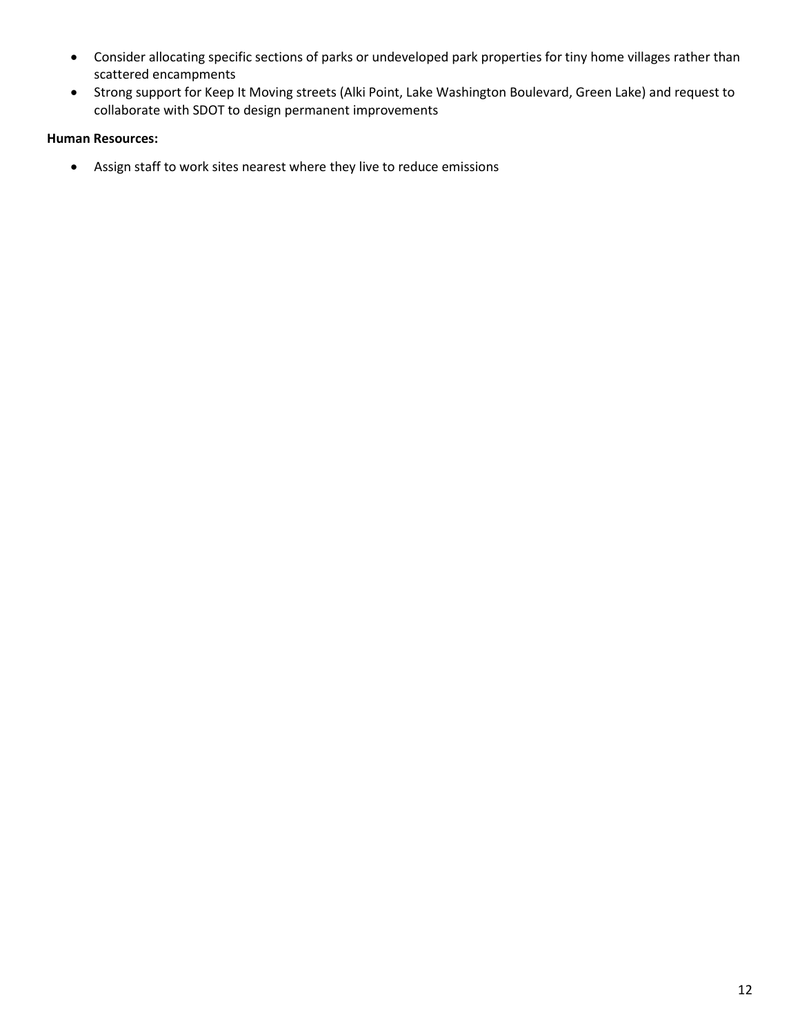- Consider allocating specific sections of parks or undeveloped park properties for tiny home villages rather than scattered encampments
- Strong support for Keep It Moving streets (Alki Point, Lake Washington Boulevard, Green Lake) and request to collaborate with SDOT to design permanent improvements

**Human Resources:**

- Assign staff to work sites nearest where they live to reduce emissions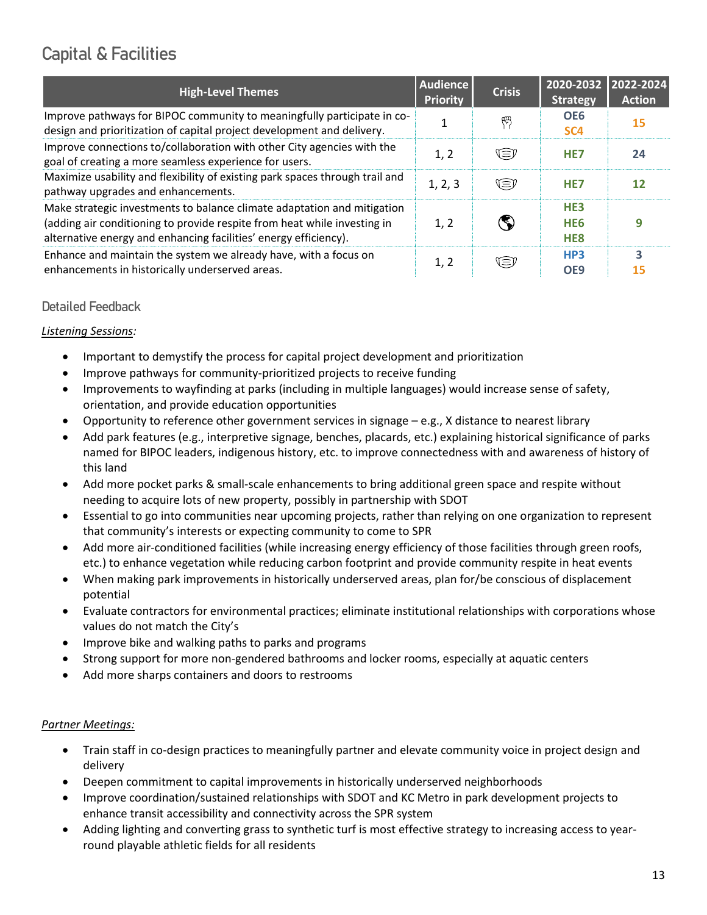## Capital & Facilities

| High-Level Themes | Audience Priority | Crisis | 2020-2032 Strategy | 2022-2024 Action |
|---|---|---|---|---|
| Improve pathways for BIPOC community to meaningfully participate in co-design and prioritization of capital project development and delivery. | 1 | | OE6 SC4 | 15 |
| Improve connections to/collaboration with other City agencies with the goal of creating a more seamless experience for users. | 1, 2 | | HE7 | 24 |
| Maximize usability and flexibility of existing park spaces through trail and pathway upgrades and enhancements. | 1, 2, 3 | | HE7 | 12 |
| Make strategic investments to balance climate adaptation and mitigation (adding air conditioning to provide respite from heat while investing in alternative energy and enhancing facilities' energy efficiency). | 1, 2 | | HE3 HE6 HE8 | 9 |
| Enhance and maintain the system we already have, with a focus on enhancements in historically underserved areas. | 1, 2 | | HP3 OE9 | 3 15 |

### Detailed Feedback

*Listening Sessions:*

- Important to demystify the process for capital project development and prioritization
- Improve pathways for community-prioritized projects to receive funding
- Improvements to wayfinding at parks (including in multiple languages) would increase sense of safety, orientation, and provide education opportunities
- Opportunity to reference other government services in signage – e.g., X distance to nearest library
- Add park features (e.g., interpretive signage, benches, placards, etc.) explaining historical significance of parks named for BIPOC leaders, indigenous history, etc. to improve connectedness with and awareness of history of this land
- Add more pocket parks & small-scale enhancements to bring additional green space and respite without needing to acquire lots of new property, possibly in partnership with SDOT
- Essential to go into communities near upcoming projects, rather than relying on one organization to represent that community's interests or expecting community to come to SPR
- Add more air-conditioned facilities (while increasing energy efficiency of those facilities through green roofs, etc.) to enhance vegetation while reducing carbon footprint and provide community respite in heat events
- When making park improvements in historically underserved areas, plan for/be conscious of displacement potential
- Evaluate contractors for environmental practices; eliminate institutional relationships with corporations whose values do not match the City's
- Improve bike and walking paths to parks and programs
- Strong support for more non-gendered bathrooms and locker rooms, especially at aquatic centers
- Add more sharps containers and doors to restrooms

*Partner Meetings:*

- Train staff in co-design practices to meaningfully partner and elevate community voice in project design and delivery
- Deepen commitment to capital improvements in historically underserved neighborhoods
- Improve coordination/sustained relationships with SDOT and KC Metro in park development projects to enhance transit accessibility and connectivity across the SPR system
- Adding lighting and converting grass to synthetic turf is most effective strategy to increasing access to year-round playable athletic fields for all residents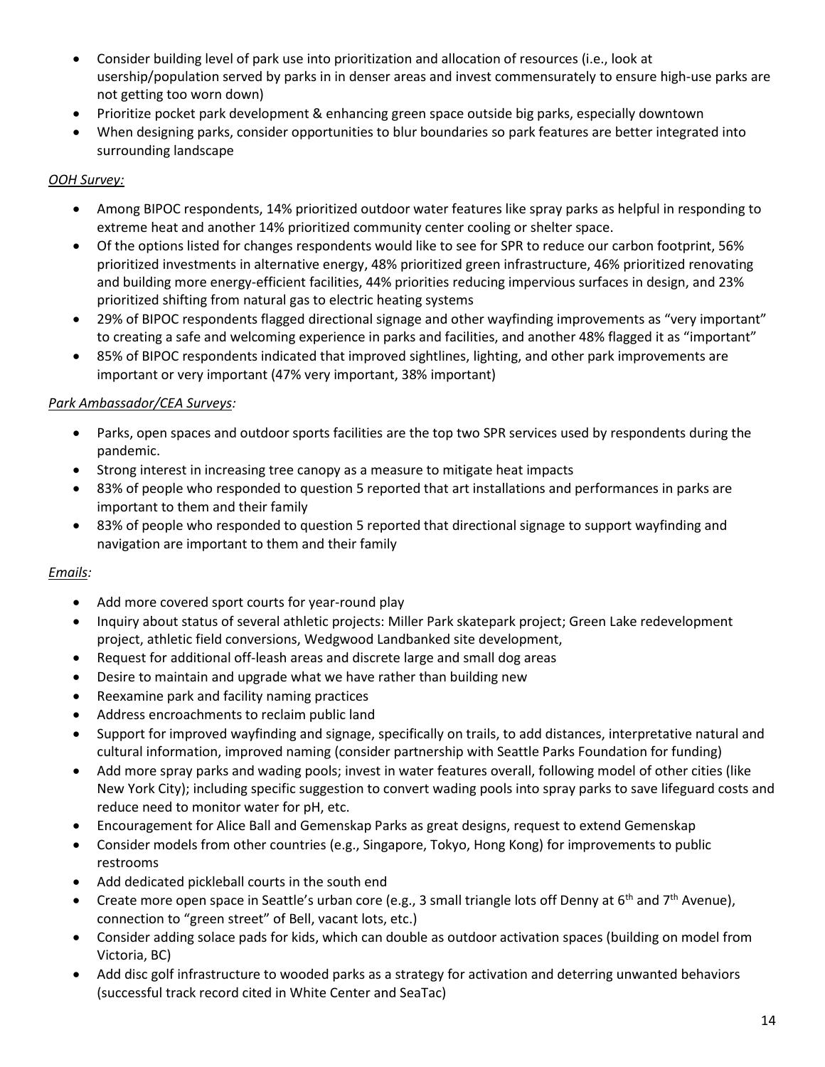- Consider building level of park use into prioritization and allocation of resources (i.e., look at usership/population served by parks in in denser areas and invest commensurately to ensure high-use parks are not getting too worn down)
- Prioritize pocket park development & enhancing green space outside big parks, especially downtown
- When designing parks, consider opportunities to blur boundaries so park features are better integrated into surrounding landscape

*OOH Survey:*

- Among BIPOC respondents, 14% prioritized outdoor water features like spray parks as helpful in responding to extreme heat and another 14% prioritized community center cooling or shelter space.
- Of the options listed for changes respondents would like to see for SPR to reduce our carbon footprint, 56% prioritized investments in alternative energy, 48% prioritized green infrastructure, 46% prioritized renovating and building more energy-efficient facilities, 44% priorities reducing impervious surfaces in design, and 23% prioritized shifting from natural gas to electric heating systems
- 29% of BIPOC respondents flagged directional signage and other wayfinding improvements as "very important" to creating a safe and welcoming experience in parks and facilities, and another 48% flagged it as "important"
- 85% of BIPOC respondents indicated that improved sightlines, lighting, and other park improvements are important or very important (47% very important, 38% important)

*Park Ambassador/CEA Surveys:*

- Parks, open spaces and outdoor sports facilities are the top two SPR services used by respondents during the pandemic.
- Strong interest in increasing tree canopy as a measure to mitigate heat impacts
- 83% of people who responded to question 5 reported that art installations and performances in parks are important to them and their family
- 83% of people who responded to question 5 reported that directional signage to support wayfinding and navigation are important to them and their family

*Emails:*

- Add more covered sport courts for year-round play
- Inquiry about status of several athletic projects: Miller Park skatepark project; Green Lake redevelopment project, athletic field conversions, Wedgwood Landbanked site development,
- Request for additional off-leash areas and discrete large and small dog areas
- Desire to maintain and upgrade what we have rather than building new
- Reexamine park and facility naming practices
- Address encroachments to reclaim public land
- Support for improved wayfinding and signage, specifically on trails, to add distances, interpretative natural and cultural information, improved naming (consider partnership with Seattle Parks Foundation for funding)
- Add more spray parks and wading pools; invest in water features overall, following model of other cities (like New York City); including specific suggestion to convert wading pools into spray parks to save lifeguard costs and reduce need to monitor water for pH, etc.
- Encouragement for Alice Ball and Gemenskap Parks as great designs, request to extend Gemenskap
- Consider models from other countries (e.g., Singapore, Tokyo, Hong Kong) for improvements to public restrooms
- Add dedicated pickleball courts in the south end
- Create more open space in Seattle's urban core (e.g., 3 small triangle lots off Denny at 6th and 7th Avenue), connection to "green street" of Bell, vacant lots, etc.)
- Consider adding solace pads for kids, which can double as outdoor activation spaces (building on model from Victoria, BC)
- Add disc golf infrastructure to wooded parks as a strategy for activation and deterring unwanted behaviors (successful track record cited in White Center and SeaTac)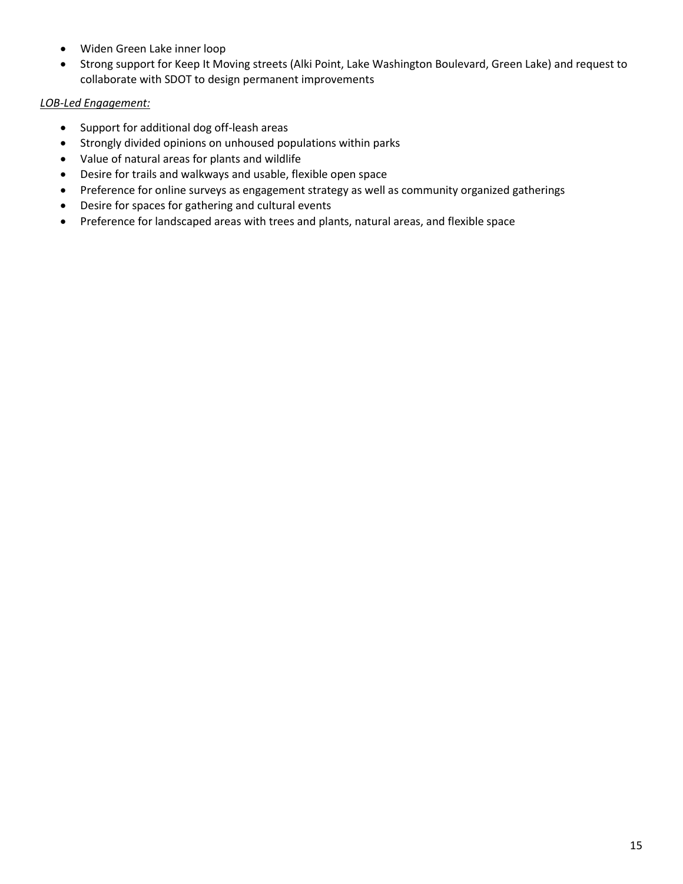- Widen Green Lake inner loop
- Strong support for Keep It Moving streets (Alki Point, Lake Washington Boulevard, Green Lake) and request to collaborate with SDOT to design permanent improvements

*LOB-Led Engagement:*

- Support for additional dog off-leash areas
- Strongly divided opinions on unhoused populations within parks
- Value of natural areas for plants and wildlife
- Desire for trails and walkways and usable, flexible open space
- Preference for online surveys as engagement strategy as well as community organized gatherings
- Desire for spaces for gathering and cultural events
- Preference for landscaped areas with trees and plants, natural areas, and flexible space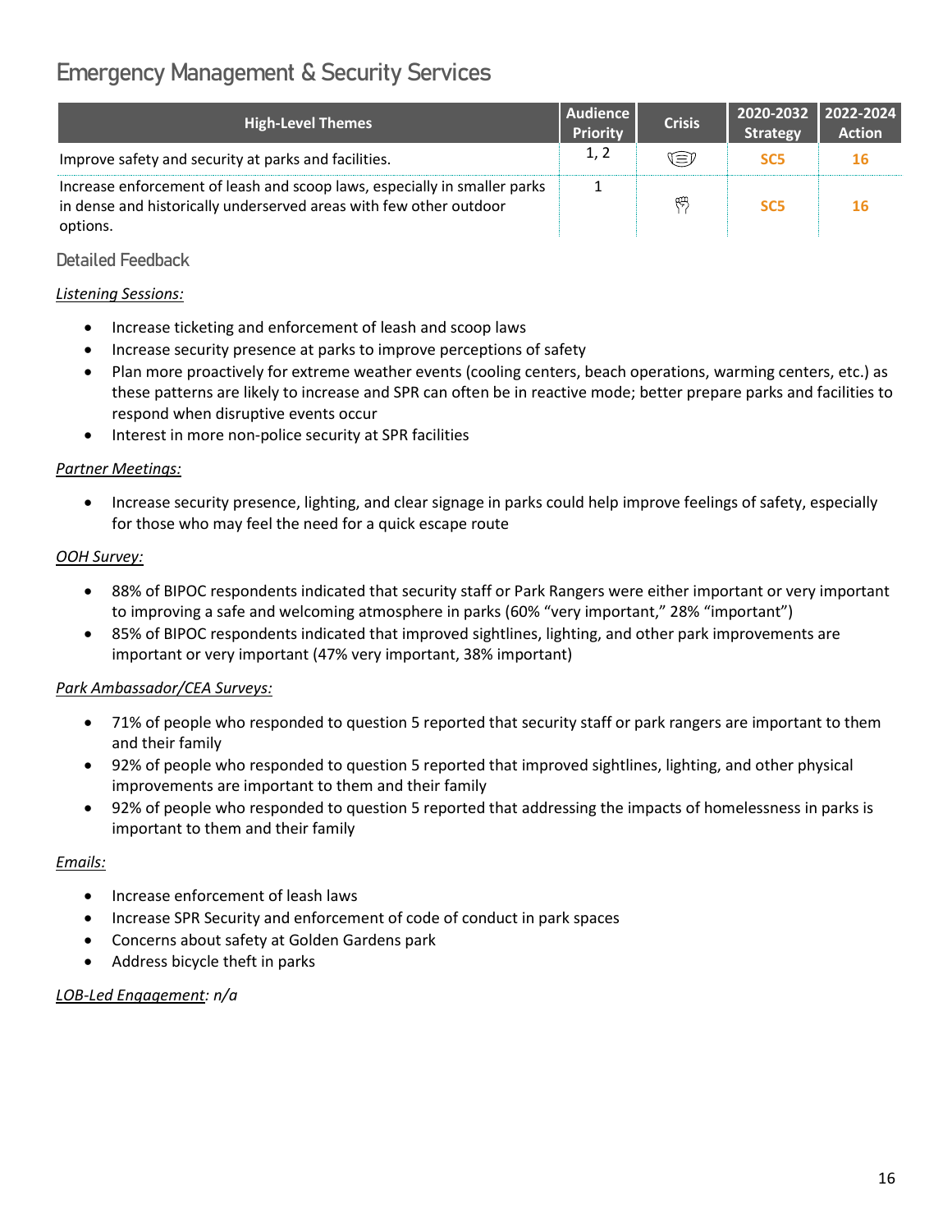## Emergency Management & Security Services

| High-Level Themes | Audience Priority | Crisis | 2020-2032 Strategy | 2022-2024 Action |
|---|---|---|---|---|
| Improve safety and security at parks and facilities. | 1, 2 | | SC5 | 16 |
| Increase enforcement of leash and scoop laws, especially in smaller parks in dense and historically underserved areas with few other outdoor options. | 1 | | SC5 | 16 |

### Detailed Feedback

*Listening Sessions:*

- Increase ticketing and enforcement of leash and scoop laws
- Increase security presence at parks to improve perceptions of safety
- Plan more proactively for extreme weather events (cooling centers, beach operations, warming centers, etc.) as these patterns are likely to increase and SPR can often be in reactive mode; better prepare parks and facilities to respond when disruptive events occur
- Interest in more non-police security at SPR facilities

*Partner Meetings:*

- Increase security presence, lighting, and clear signage in parks could help improve feelings of safety, especially for those who may feel the need for a quick escape route

*OOH Survey:*

- 88% of BIPOC respondents indicated that security staff or Park Rangers were either important or very important to improving a safe and welcoming atmosphere in parks (60% "very important," 28% "important")
- 85% of BIPOC respondents indicated that improved sightlines, lighting, and other park improvements are important or very important (47% very important, 38% important)

*Park Ambassador/CEA Surveys:*

- 71% of people who responded to question 5 reported that security staff or park rangers are important to them and their family
- 92% of people who responded to question 5 reported that improved sightlines, lighting, and other physical improvements are important to them and their family
- 92% of people who responded to question 5 reported that addressing the impacts of homelessness in parks is important to them and their family

*Emails:*

- Increase enforcement of leash laws
- Increase SPR Security and enforcement of code of conduct in park spaces
- Concerns about safety at Golden Gardens park
- Address bicycle theft in parks

*LOB-Led Engagement: n/a*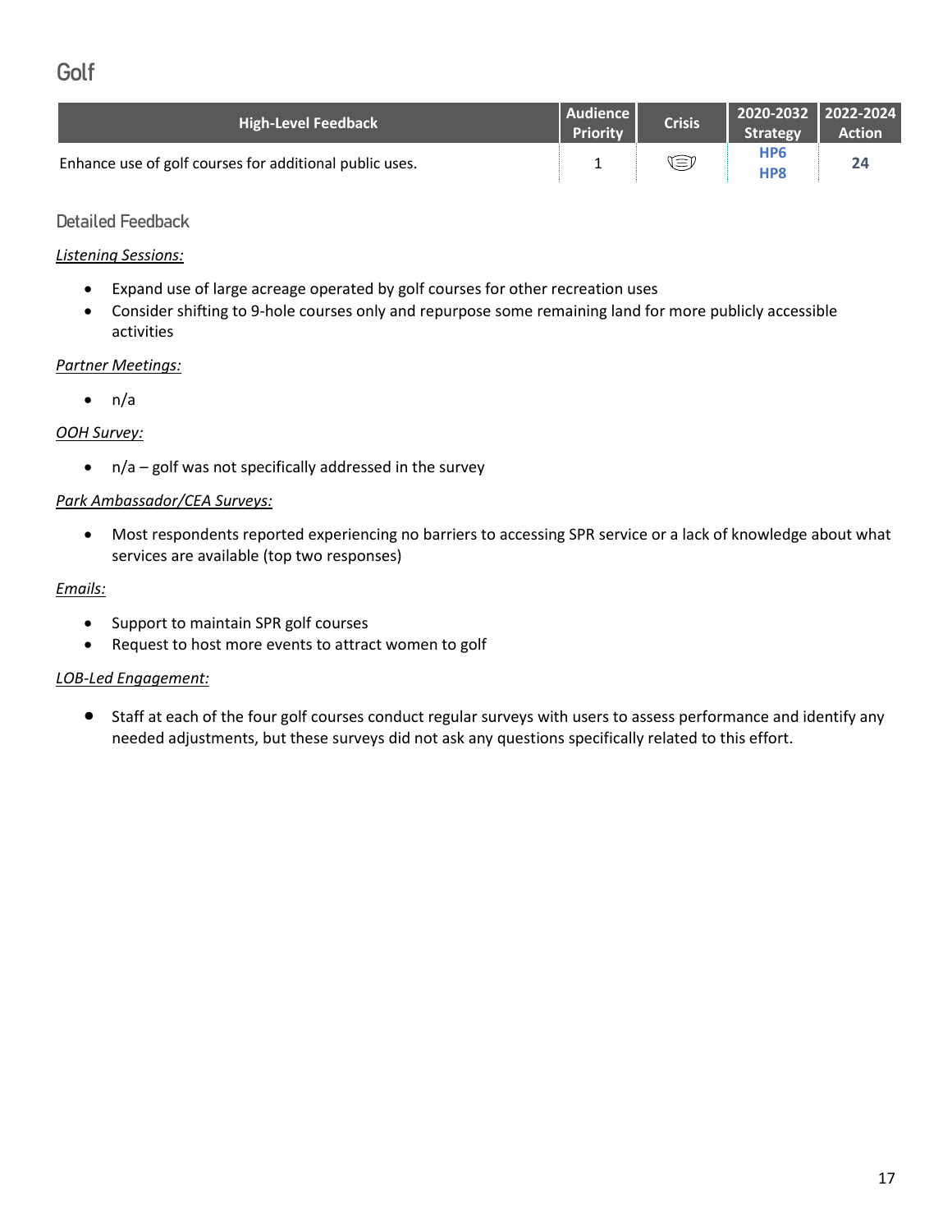# Golf

| High-Level Feedback | Audience Priority | Crisis | 2020-2032 Strategy | 2022-2024 Action |
|---|---|---|---|---|
| Enhance use of golf courses for additional public uses. | 1 | 😷 | HP6<br>HP8 | 24 |

## Detailed Feedback

*Listening Sessions:*

- Expand use of large acreage operated by golf courses for other recreation uses
- Consider shifting to 9-hole courses only and repurpose some remaining land for more publicly accessible activities

*Partner Meetings:*

- n/a

*OOH Survey:*

- n/a – golf was not specifically addressed in the survey

*Park Ambassador/CEA Surveys:*

- Most respondents reported experiencing no barriers to accessing SPR service or a lack of knowledge about what services are available (top two responses)

*Emails:*

- Support to maintain SPR golf courses
- Request to host more events to attract women to golf

*LOB-Led Engagement:*

- Staff at each of the four golf courses conduct regular surveys with users to assess performance and identify any needed adjustments, but these surveys did not ask any questions specifically related to this effort.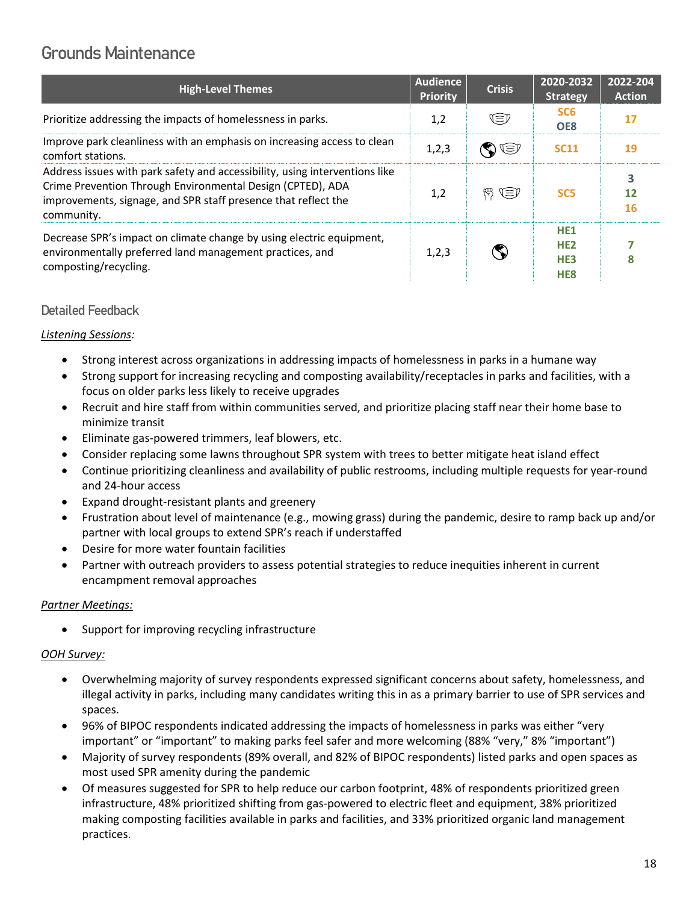## Grounds Maintenance

| High-Level Themes | Audience Priority | Crisis | 2020-2032 Strategy | 2022-204 Action |
|---|---|---|---|---|
| Prioritize addressing the impacts of homelessness in parks. | 1,2 | 😷 | SC6<br>OE8 | 17 |
| Improve park cleanliness with an emphasis on increasing access to clean comfort stations. | 1,2,3 | 🌎 😷 | SC11 | 19 |
| Address issues with park safety and accessibility, using interventions like Crime Prevention Through Environmental Design (CPTED), ADA improvements, signage, and SPR staff presence that reflect the community. | 1,2 | ✊ 😷 | SC5 | 3<br>12<br>16 |
| Decrease SPR's impact on climate change by using electric equipment, environmentally preferred land management practices, and composting/recycling. | 1,2,3 | 🌎 | HE1<br>HE2<br>HE3<br>HE8 | 7<br>8 |

### Detailed Feedback

*Listening Sessions:*

- Strong interest across organizations in addressing impacts of homelessness in parks in a humane way
- Strong support for increasing recycling and composting availability/receptacles in parks and facilities, with a focus on older parks less likely to receive upgrades
- Recruit and hire staff from within communities served, and prioritize placing staff near their home base to minimize transit
- Eliminate gas-powered trimmers, leaf blowers, etc.
- Consider replacing some lawns throughout SPR system with trees to better mitigate heat island effect
- Continue prioritizing cleanliness and availability of public restrooms, including multiple requests for year-round and 24-hour access
- Expand drought-resistant plants and greenery
- Frustration about level of maintenance (e.g., mowing grass) during the pandemic, desire to ramp back up and/or partner with local groups to extend SPR's reach if understaffed
- Desire for more water fountain facilities
- Partner with outreach providers to assess potential strategies to reduce inequities inherent in current encampment removal approaches

*Partner Meetings:*

- Support for improving recycling infrastructure

*OOH Survey:*

- Overwhelming majority of survey respondents expressed significant concerns about safety, homelessness, and illegal activity in parks, including many candidates writing this in as a primary barrier to use of SPR services and spaces.
- 96% of BIPOC respondents indicated addressing the impacts of homelessness in parks was either "very important" or "important" to making parks feel safer and more welcoming (88% "very," 8% "important")
- Majority of survey respondents (89% overall, and 82% of BIPOC respondents) listed parks and open spaces as most used SPR amenity during the pandemic
- Of measures suggested for SPR to help reduce our carbon footprint, 48% of respondents prioritized green infrastructure, 48% prioritized shifting from gas-powered to electric fleet and equipment, 38% prioritized making composting facilities available in parks and facilities, and 33% prioritized organic land management practices.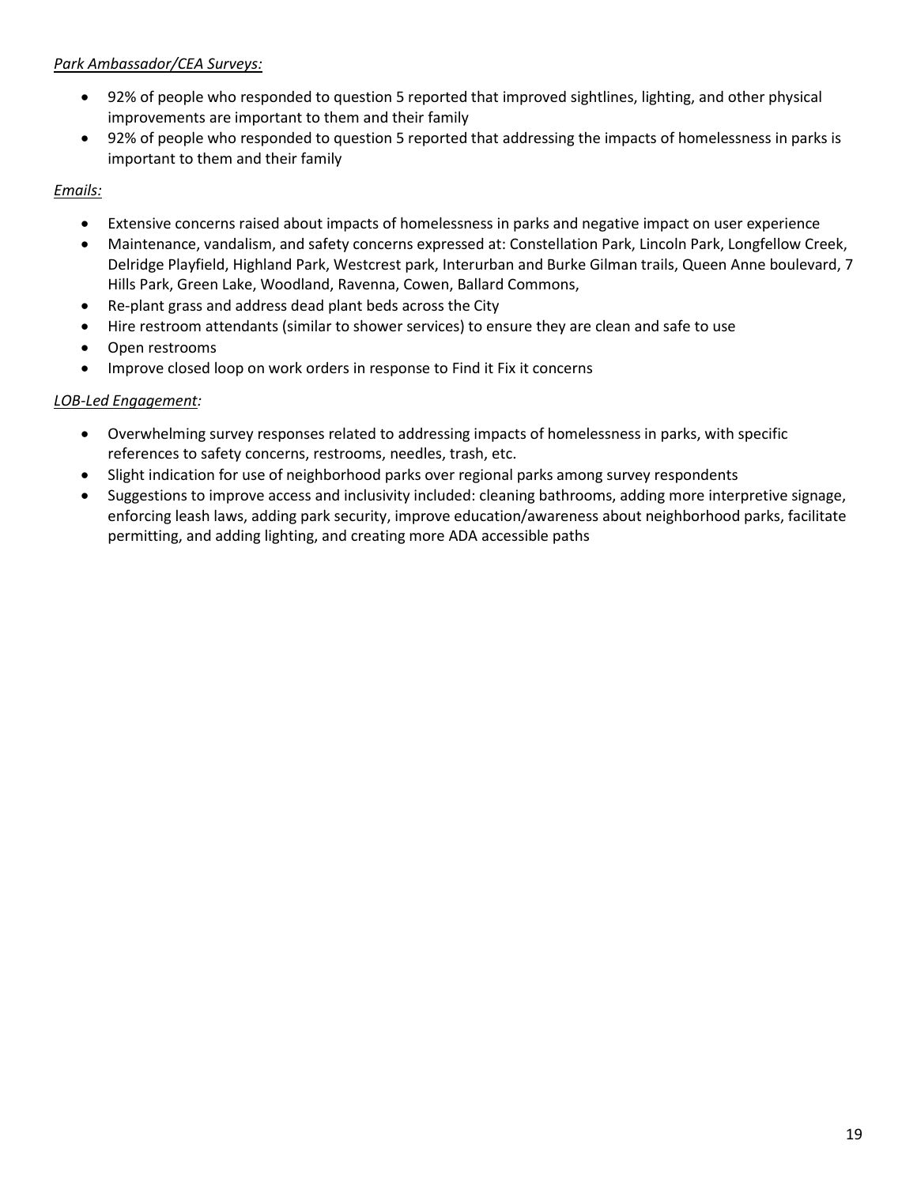*Park Ambassador/CEA Surveys:*

- 92% of people who responded to question 5 reported that improved sightlines, lighting, and other physical improvements are important to them and their family
- 92% of people who responded to question 5 reported that addressing the impacts of homelessness in parks is important to them and their family

*Emails:*

- Extensive concerns raised about impacts of homelessness in parks and negative impact on user experience
- Maintenance, vandalism, and safety concerns expressed at: Constellation Park, Lincoln Park, Longfellow Creek, Delridge Playfield, Highland Park, Westcrest park, Interurban and Burke Gilman trails, Queen Anne boulevard, 7 Hills Park, Green Lake, Woodland, Ravenna, Cowen, Ballard Commons,
- Re-plant grass and address dead plant beds across the City
- Hire restroom attendants (similar to shower services) to ensure they are clean and safe to use
- Open restrooms
- Improve closed loop on work orders in response to Find it Fix it concerns

*LOB-Led Engagement:*

- Overwhelming survey responses related to addressing impacts of homelessness in parks, with specific references to safety concerns, restrooms, needles, trash, etc.
- Slight indication for use of neighborhood parks over regional parks among survey respondents
- Suggestions to improve access and inclusivity included: cleaning bathrooms, adding more interpretive signage, enforcing leash laws, adding park security, improve education/awareness about neighborhood parks, facilitate permitting, and adding lighting, and creating more ADA accessible paths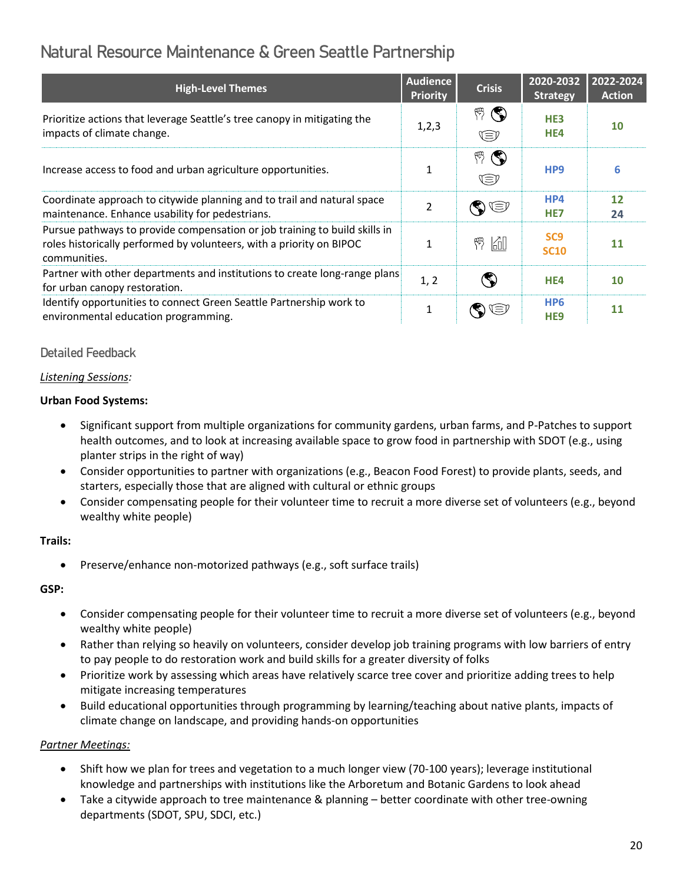## Natural Resource Maintenance & Green Seattle Partnership

| High-Level Themes | Audience Priority | Crisis | 2020-2032 Strategy | 2022-2024 Action |
|---|---|---|---|---|
| Prioritize actions that leverage Seattle's tree canopy in mitigating the impacts of climate change. | 1,2,3 | | HE3 HE4 | 10 |
| Increase access to food and urban agriculture opportunities. | 1 | | HP9 | 6 |
| Coordinate approach to citywide planning and to trail and natural space maintenance. Enhance usability for pedestrians. | 2 | | HP4 HE7 | 12 24 |
| Pursue pathways to provide compensation or job training to build skills in roles historically performed by volunteers, with a priority on BIPOC communities. | 1 | | SC9 SC10 | 11 |
| Partner with other departments and institutions to create long-range plans for urban canopy restoration. | 1, 2 | | HE4 | 10 |
| Identify opportunities to connect Green Seattle Partnership work to environmental education programming. | 1 | | HP6 HE9 | 11 |

### Detailed Feedback

*Listening Sessions:*

**Urban Food Systems:**

- Significant support from multiple organizations for community gardens, urban farms, and P-Patches to support health outcomes, and to look at increasing available space to grow food in partnership with SDOT (e.g., using planter strips in the right of way)
- Consider opportunities to partner with organizations (e.g., Beacon Food Forest) to provide plants, seeds, and starters, especially those that are aligned with cultural or ethnic groups
- Consider compensating people for their volunteer time to recruit a more diverse set of volunteers (e.g., beyond wealthy white people)

**Trails:**

- Preserve/enhance non-motorized pathways (e.g., soft surface trails)

**GSP:**

- Consider compensating people for their volunteer time to recruit a more diverse set of volunteers (e.g., beyond wealthy white people)
- Rather than relying so heavily on volunteers, consider develop job training programs with low barriers of entry to pay people to do restoration work and build skills for a greater diversity of folks
- Prioritize work by assessing which areas have relatively scarce tree cover and prioritize adding trees to help mitigate increasing temperatures
- Build educational opportunities through programming by learning/teaching about native plants, impacts of climate change on landscape, and providing hands-on opportunities

*Partner Meetings:*

- Shift how we plan for trees and vegetation to a much longer view (70-100 years); leverage institutional knowledge and partnerships with institutions like the Arboretum and Botanic Gardens to look ahead
- Take a citywide approach to tree maintenance & planning – better coordinate with other tree-owning departments (SDOT, SPU, SDCI, etc.)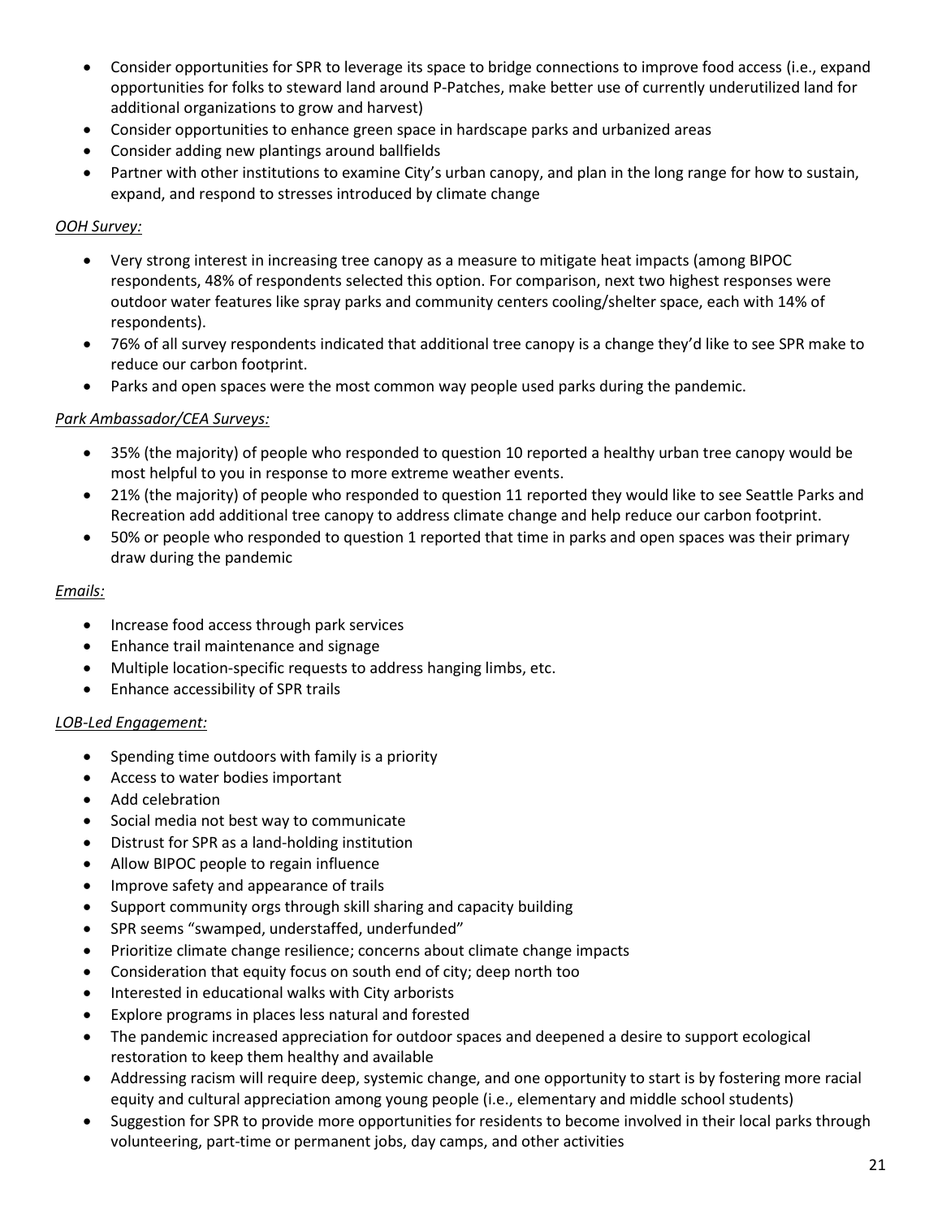- Consider opportunities for SPR to leverage its space to bridge connections to improve food access (i.e., expand opportunities for folks to steward land around P-Patches, make better use of currently underutilized land for additional organizations to grow and harvest)
- Consider opportunities to enhance green space in hardscape parks and urbanized areas
- Consider adding new plantings around ballfields
- Partner with other institutions to examine City's urban canopy, and plan in the long range for how to sustain, expand, and respond to stresses introduced by climate change

*OOH Survey:*

- Very strong interest in increasing tree canopy as a measure to mitigate heat impacts (among BIPOC respondents, 48% of respondents selected this option. For comparison, next two highest responses were outdoor water features like spray parks and community centers cooling/shelter space, each with 14% of respondents).
- 76% of all survey respondents indicated that additional tree canopy is a change they'd like to see SPR make to reduce our carbon footprint.
- Parks and open spaces were the most common way people used parks during the pandemic.

*Park Ambassador/CEA Surveys:*

- 35% (the majority) of people who responded to question 10 reported a healthy urban tree canopy would be most helpful to you in response to more extreme weather events.
- 21% (the majority) of people who responded to question 11 reported they would like to see Seattle Parks and Recreation add additional tree canopy to address climate change and help reduce our carbon footprint.
- 50% or people who responded to question 1 reported that time in parks and open spaces was their primary draw during the pandemic

*Emails:*

- Increase food access through park services
- Enhance trail maintenance and signage
- Multiple location-specific requests to address hanging limbs, etc.
- Enhance accessibility of SPR trails

*LOB-Led Engagement:*

- Spending time outdoors with family is a priority
- Access to water bodies important
- Add celebration
- Social media not best way to communicate
- Distrust for SPR as a land-holding institution
- Allow BIPOC people to regain influence
- Improve safety and appearance of trails
- Support community orgs through skill sharing and capacity building
- SPR seems "swamped, understaffed, underfunded"
- Prioritize climate change resilience; concerns about climate change impacts
- Consideration that equity focus on south end of city; deep north too
- Interested in educational walks with City arborists
- Explore programs in places less natural and forested
- The pandemic increased appreciation for outdoor spaces and deepened a desire to support ecological restoration to keep them healthy and available
- Addressing racism will require deep, systemic change, and one opportunity to start is by fostering more racial equity and cultural appreciation among young people (i.e., elementary and middle school students)
- Suggestion for SPR to provide more opportunities for residents to become involved in their local parks through volunteering, part-time or permanent jobs, day camps, and other activities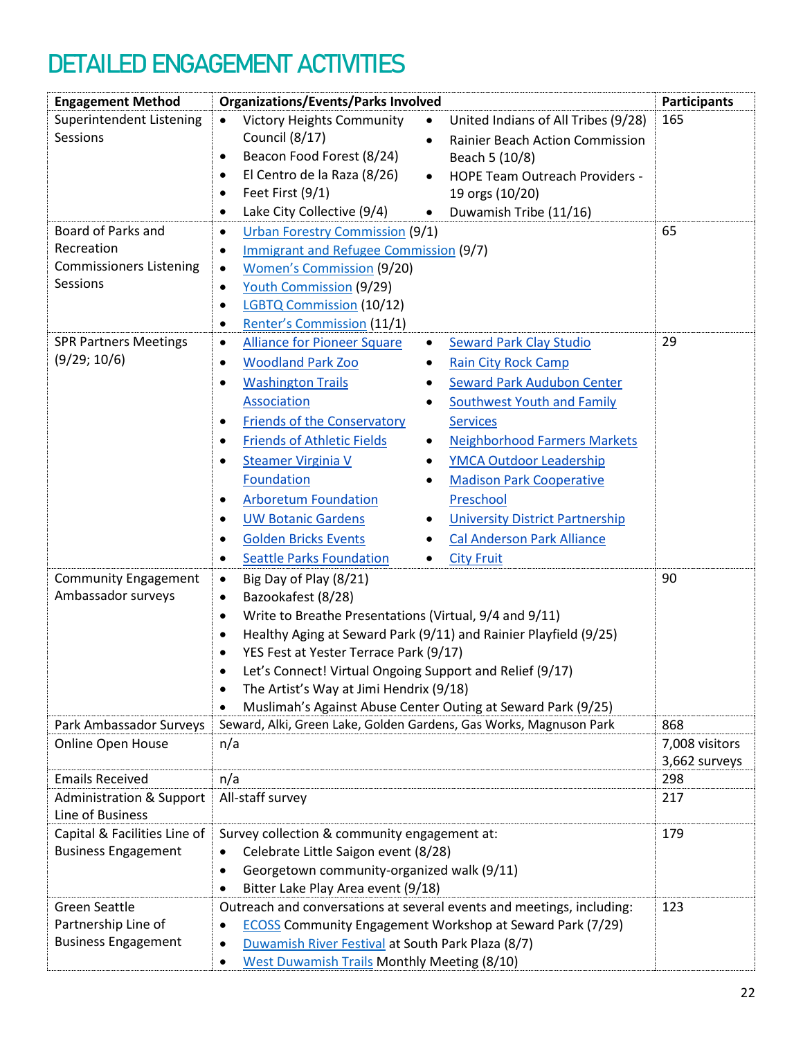# DETAILED ENGAGEMENT ACTIVITIES

| Engagement Method | Organizations/Events/Parks Involved | Participants |
|---|---|---|
| Superintendent Listening Sessions | • Victory Heights Community Council (8/17)<br>• Beacon Food Forest (8/24)<br>• El Centro de la Raza (8/26)<br>• Feet First (9/1)<br>• Lake City Collective (9/4)<br>• United Indians of All Tribes (9/28)<br>• Rainier Beach Action Commission Beach 5 (10/8)<br>• HOPE Team Outreach Providers - 19 orgs (10/20)<br>• Duwamish Tribe (11/16) | 165 |
| Board of Parks and Recreation Commissioners Listening Sessions | • Urban Forestry Commission (9/1)<br>• Immigrant and Refugee Commission (9/7)<br>• Women's Commission (9/20)<br>• Youth Commission (9/29)<br>• LGBTQ Commission (10/12)<br>• Renter's Commission (11/1) | 65 |
| SPR Partners Meetings (9/29; 10/6) | • Alliance for Pioneer Square<br>• Woodland Park Zoo<br>• Washington Trails Association<br>• Friends of the Conservatory<br>• Friends of Athletic Fields<br>• Steamer Virginia V Foundation<br>• Arboretum Foundation<br>• UW Botanic Gardens<br>• Golden Bricks Events<br>• Seattle Parks Foundation<br>• Seward Park Clay Studio<br>• Rain City Rock Camp<br>• Seward Park Audubon Center<br>• Southwest Youth and Family Services<br>• Neighborhood Farmers Markets<br>• YMCA Outdoor Leadership<br>• Madison Park Cooperative Preschool<br>• University District Partnership<br>• Cal Anderson Park Alliance<br>• City Fruit | 29 |
| Community Engagement Ambassador surveys | • Big Day of Play (8/21)<br>• Bazookafest (8/28)<br>• Write to Breathe Presentations (Virtual, 9/4 and 9/11)<br>• Healthy Aging at Seward Park (9/11) and Rainier Playfield (9/25)<br>• YES Fest at Yester Terrace Park (9/17)<br>• Let's Connect! Virtual Ongoing Support and Relief (9/17)<br>• The Artist's Way at Jimi Hendrix (9/18)<br>• Muslimah's Against Abuse Center Outing at Seward Park (9/25) | 90 |
| Park Ambassador Surveys | Seward, Alki, Green Lake, Golden Gardens, Gas Works, Magnuson Park | 868 |
| Online Open House | n/a | 7,008 visitors<br>3,662 surveys |
| Emails Received | n/a | 298 |
| Administration & Support Line of Business | All-staff survey | 217 |
| Capital & Facilities Line of Business Engagement | Survey collection & community engagement at:<br>• Celebrate Little Saigon event (8/28)<br>• Georgetown community-organized walk (9/11)<br>• Bitter Lake Play Area event (9/18) | 179 |
| Green Seattle Partnership Line of Business Engagement | Outreach and conversations at several events and meetings, including:<br>• ECOSS Community Engagement Workshop at Seward Park (7/29)<br>• Duwamish River Festival at South Park Plaza (8/7)<br>• West Duwamish Trails Monthly Meeting (8/10) | 123 |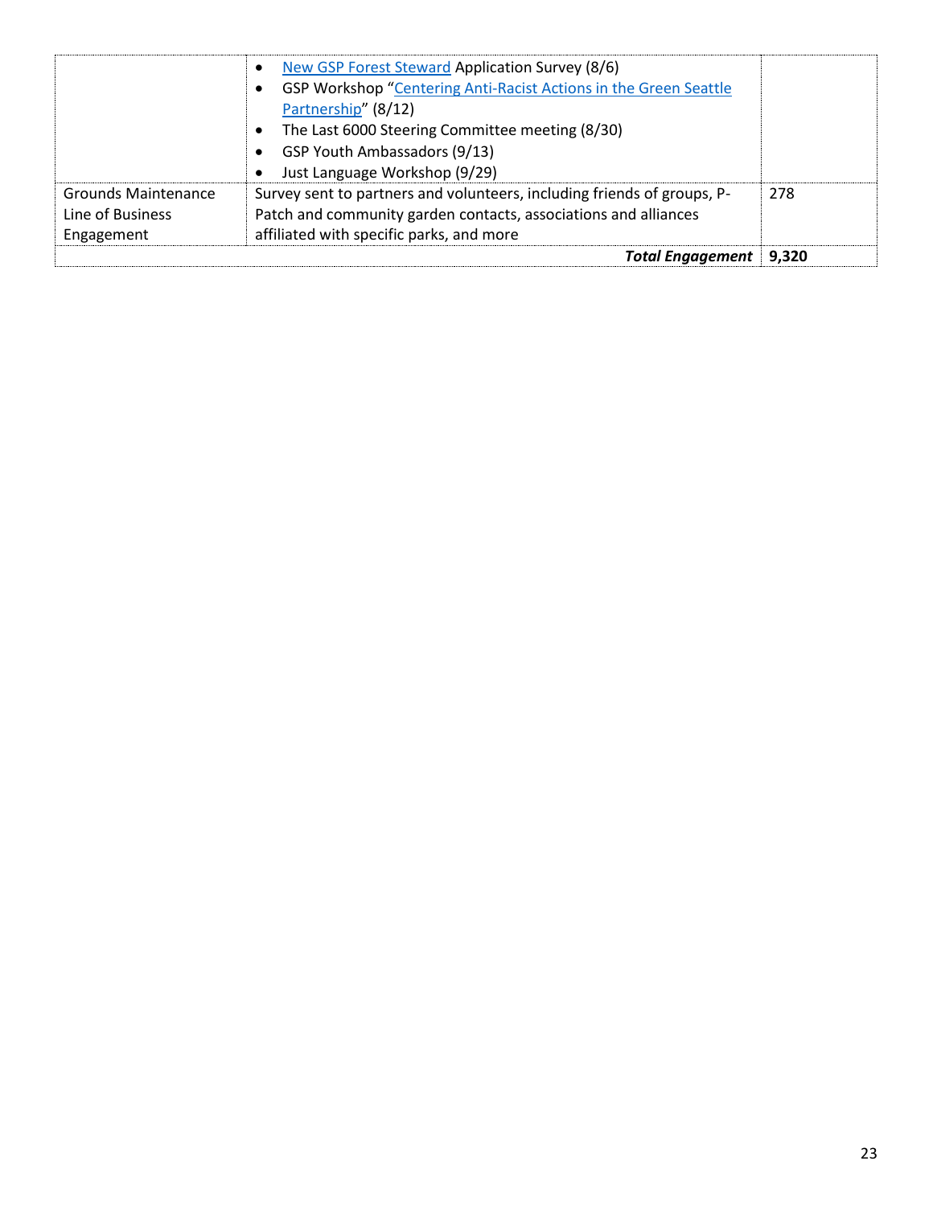| | | |
|---|---|---|
| | • New GSP Forest Steward Application Survey (8/6)<br>• GSP Workshop "Centering Anti-Racist Actions in the Green Seattle Partnership" (8/12)<br>• The Last 6000 Steering Committee meeting (8/30)<br>• GSP Youth Ambassadors (9/13)<br>• Just Language Workshop (9/29) | |
| Grounds Maintenance Line of Business Engagement | Survey sent to partners and volunteers, including friends of groups, P-Patch and community garden contacts, associations and alliances affiliated with specific parks, and more | 278 |
| | ***Total Engagement*** | **9,320** |